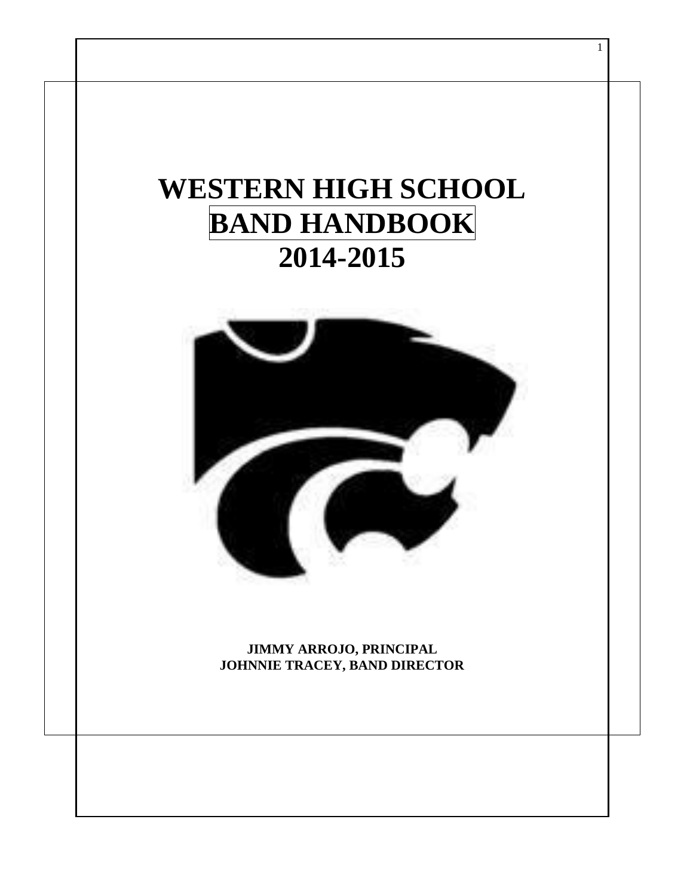# WESTERN HIGH SCHOOL
# BAND HANDBOOK
# 2014-2015

**JIMMY ARROJO, PRINCIPAL**
**JOHNNIE TRACEY, BAND DIRECTOR**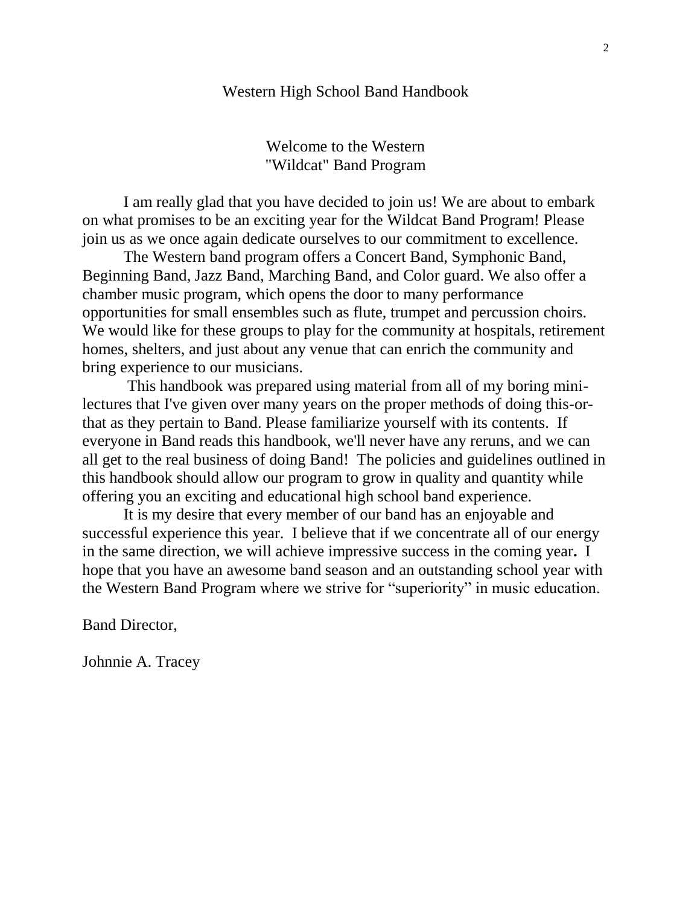# Western High School Band Handbook

## Welcome to the Western "Wildcat" Band Program

I am really glad that you have decided to join us! We are about to embark on what promises to be an exciting year for the Wildcat Band Program! Please join us as we once again dedicate ourselves to our commitment to excellence.

The Western band program offers a Concert Band, Symphonic Band, Beginning Band, Jazz Band, Marching Band, and Color guard. We also offer a chamber music program, which opens the door to many performance opportunities for small ensembles such as flute, trumpet and percussion choirs. We would like for these groups to play for the community at hospitals, retirement homes, shelters, and just about any venue that can enrich the community and bring experience to our musicians.

This handbook was prepared using material from all of my boring mini-lectures that I've given over many years on the proper methods of doing this-or-that as they pertain to Band. Please familiarize yourself with its contents. If everyone in Band reads this handbook, we'll never have any reruns, and we can all get to the real business of doing Band! The policies and guidelines outlined in this handbook should allow our program to grow in quality and quantity while offering you an exciting and educational high school band experience.

It is my desire that every member of our band has an enjoyable and successful experience this year. I believe that if we concentrate all of our energy in the same direction, we will achieve impressive success in the coming year**.** I hope that you have an awesome band season and an outstanding school year with the Western Band Program where we strive for "superiority" in music education.

Band Director,

Johnnie A. Tracey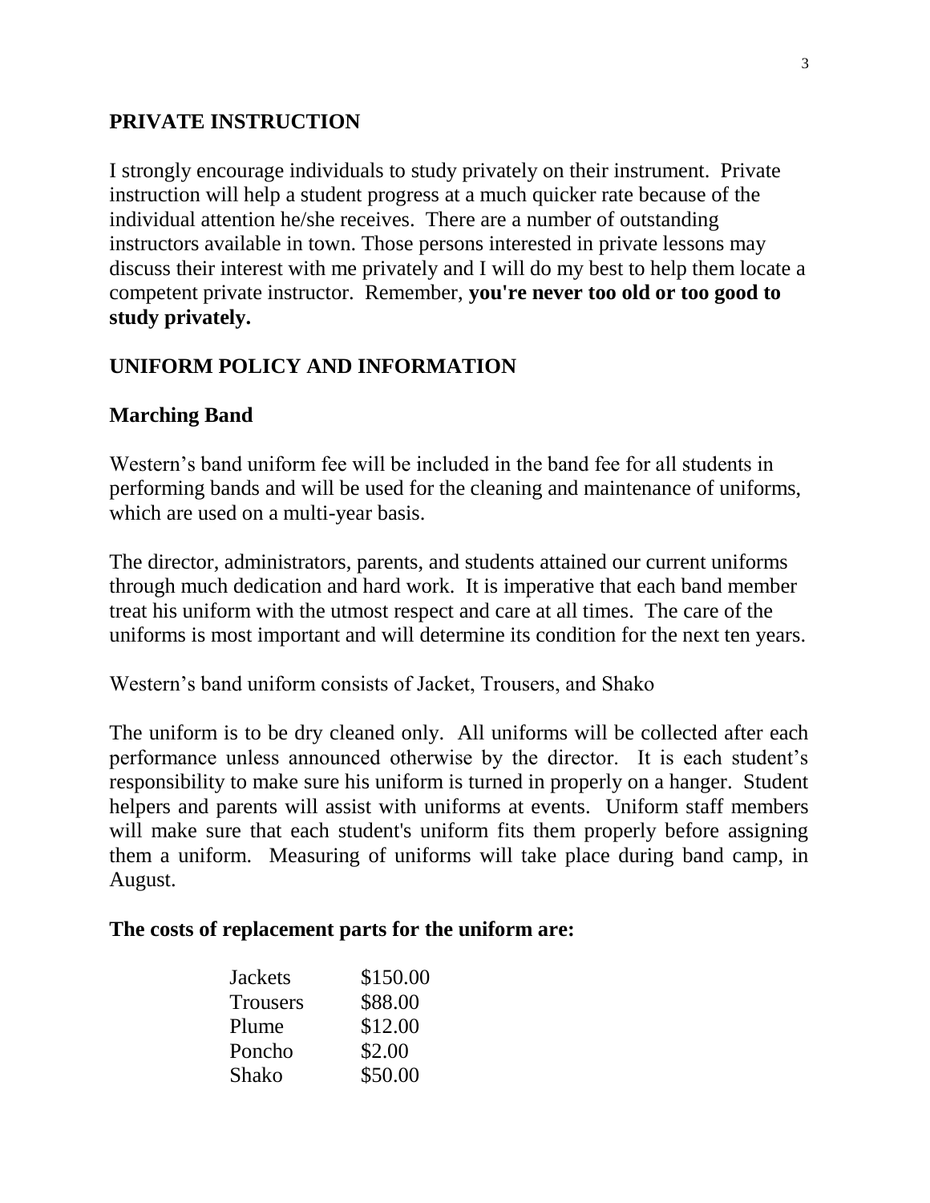## PRIVATE INSTRUCTION

I strongly encourage individuals to study privately on their instrument. Private instruction will help a student progress at a much quicker rate because of the individual attention he/she receives. There are a number of outstanding instructors available in town. Those persons interested in private lessons may discuss their interest with me privately and I will do my best to help them locate a competent private instructor. Remember, **you're never too old or too good to study privately.**

## UNIFORM POLICY AND INFORMATION

### Marching Band

Western's band uniform fee will be included in the band fee for all students in performing bands and will be used for the cleaning and maintenance of uniforms, which are used on a multi-year basis.

The director, administrators, parents, and students attained our current uniforms through much dedication and hard work. It is imperative that each band member treat his uniform with the utmost respect and care at all times. The care of the uniforms is most important and will determine its condition for the next ten years.

Western's band uniform consists of Jacket, Trousers, and Shako

The uniform is to be dry cleaned only. All uniforms will be collected after each performance unless announced otherwise by the director. It is each student's responsibility to make sure his uniform is turned in properly on a hanger. Student helpers and parents will assist with uniforms at events. Uniform staff members will make sure that each student's uniform fits them properly before assigning them a uniform. Measuring of uniforms will take place during band camp, in August.

**The costs of replacement parts for the uniform are:**

| Item | Cost |
|---|---|
| Jackets | $150.00 |
| Trousers | $88.00 |
| Plume | $12.00 |
| Poncho | $2.00 |
| Shako | $50.00 |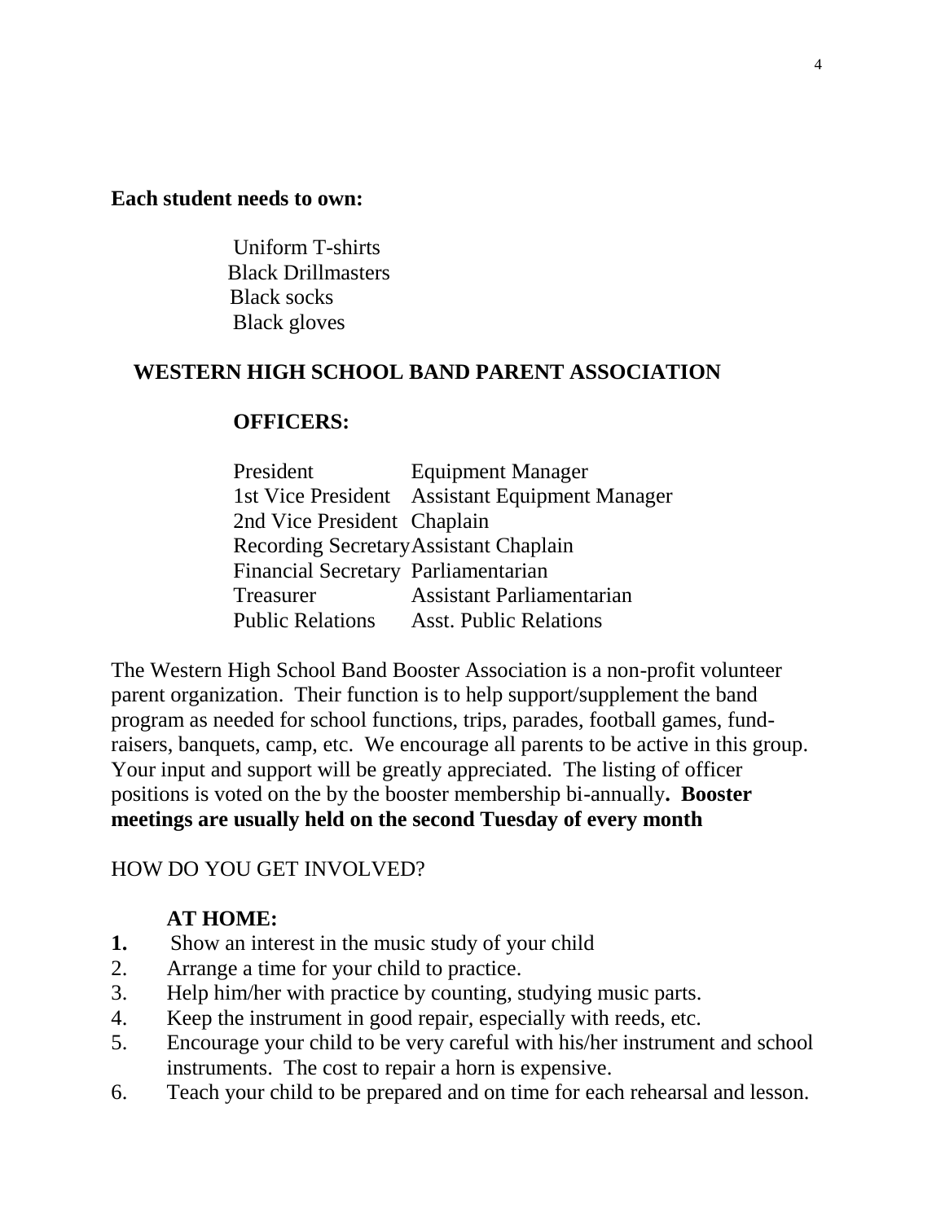**Each student needs to own:**

- Uniform T-shirts
- Black Drillmasters
- Black socks
- Black gloves

## WESTERN HIGH SCHOOL BAND PARENT ASSOCIATION

### OFFICERS:

| | |
|---|---|
| President | Equipment Manager |
| 1st Vice President | Assistant Equipment Manager |
| 2nd Vice President | Chaplain |
| Recording Secretary | Assistant Chaplain |
| Financial Secretary | Parliamentarian |
| Treasurer | Assistant Parliamentarian |
| Public Relations | Asst. Public Relations |

The Western High School Band Booster Association is a non-profit volunteer parent organization. Their function is to help support/supplement the band program as needed for school functions, trips, parades, football games, fund-raisers, banquets, camp, etc. We encourage all parents to be active in this group. Your input and support will be greatly appreciated. The listing of officer positions is voted on the by the booster membership bi-annually**. Booster meetings are usually held on the second Tuesday of every month**

HOW DO YOU GET INVOLVED?

**AT HOME:**

1. Show an interest in the music study of your child
2. Arrange a time for your child to practice.
3. Help him/her with practice by counting, studying music parts.
4. Keep the instrument in good repair, especially with reeds, etc.
5. Encourage your child to be very careful with his/her instrument and school instruments. The cost to repair a horn is expensive.
6. Teach your child to be prepared and on time for each rehearsal and lesson.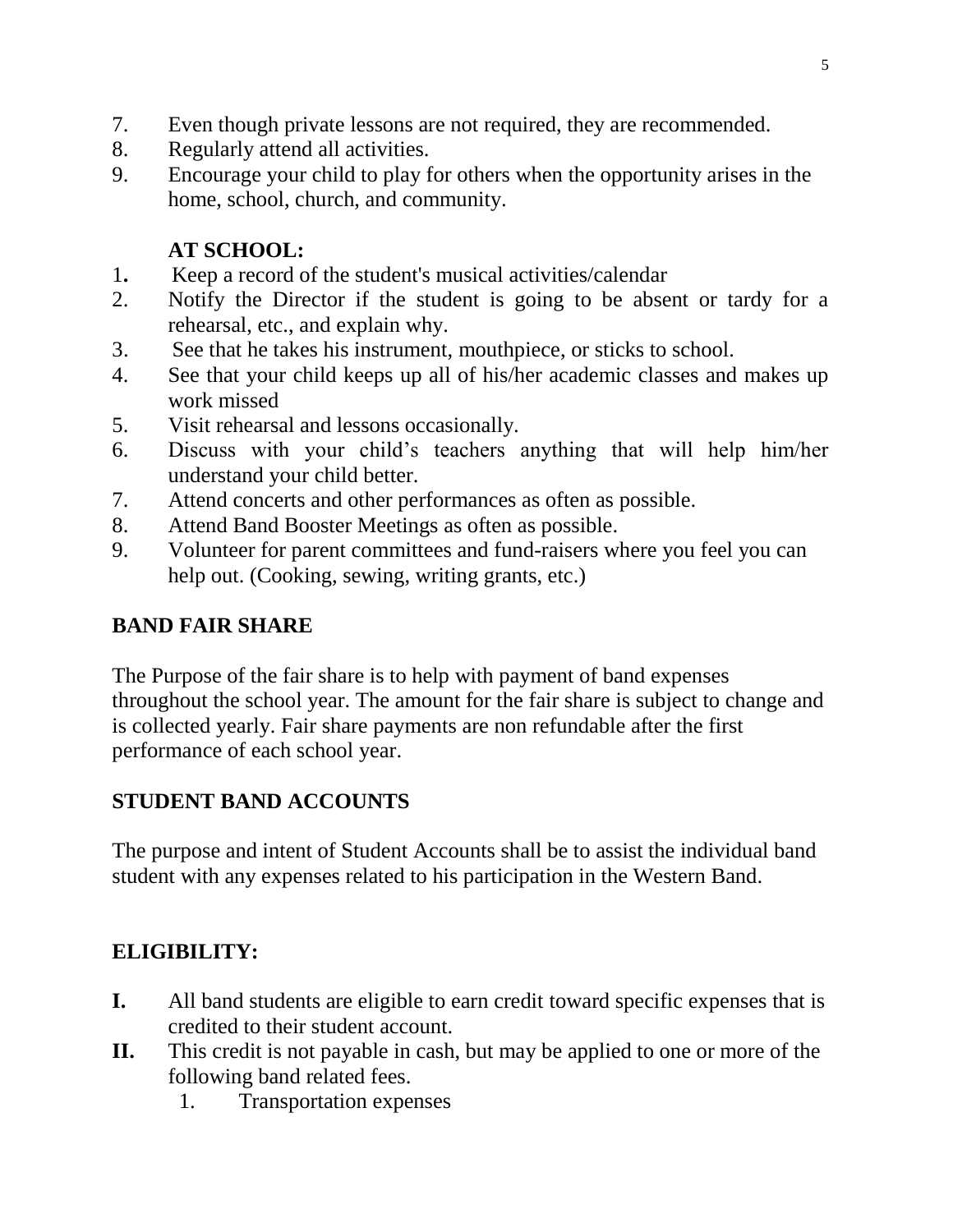7. Even though private lessons are not required, they are recommended.
8. Regularly attend all activities.
9. Encourage your child to play for others when the opportunity arises in the home, school, church, and community.

**AT SCHOOL:**

1. Keep a record of the student's musical activities/calendar
2. Notify the Director if the student is going to be absent or tardy for a rehearsal, etc., and explain why.
3. See that he takes his instrument, mouthpiece, or sticks to school.
4. See that your child keeps up all of his/her academic classes and makes up work missed
5. Visit rehearsal and lessons occasionally.
6. Discuss with your child's teachers anything that will help him/her understand your child better.
7. Attend concerts and other performances as often as possible.
8. Attend Band Booster Meetings as often as possible.
9. Volunteer for parent committees and fund-raisers where you feel you can help out. (Cooking, sewing, writing grants, etc.)

## BAND FAIR SHARE

The Purpose of the fair share is to help with payment of band expenses throughout the school year. The amount for the fair share is subject to change and is collected yearly. Fair share payments are non refundable after the first performance of each school year.

## STUDENT BAND ACCOUNTS

The purpose and intent of Student Accounts shall be to assist the individual band student with any expenses related to his participation in the Western Band.

## ELIGIBILITY:

**I.** All band students are eligible to earn credit toward specific expenses that is credited to their student account.

**II.** This credit is not payable in cash, but may be applied to one or more of the following band related fees.

1. Transportation expenses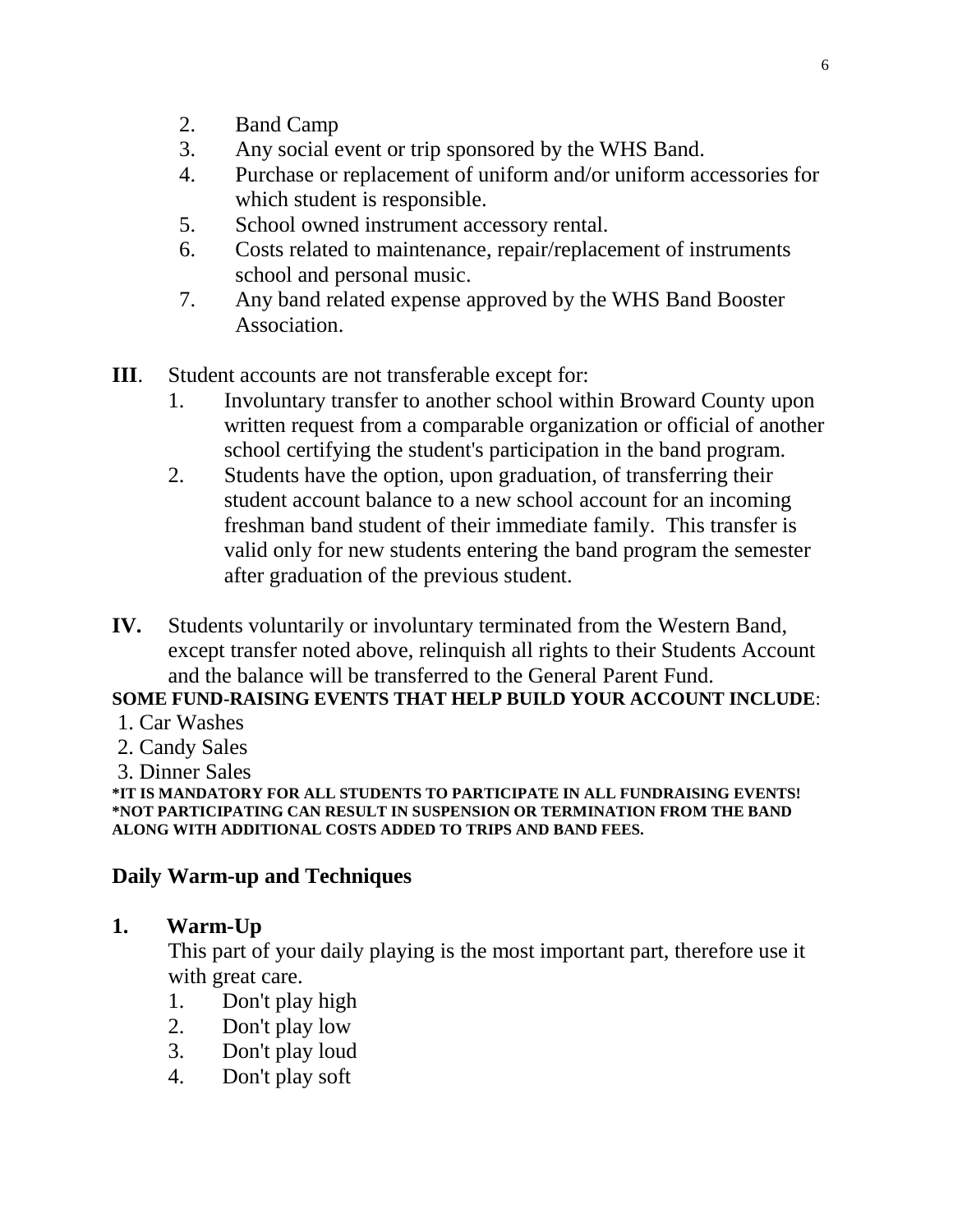2. Band Camp
3. Any social event or trip sponsored by the WHS Band.
4. Purchase or replacement of uniform and/or uniform accessories for which student is responsible.
5. School owned instrument accessory rental.
6. Costs related to maintenance, repair/replacement of instruments school and personal music.
7. Any band related expense approved by the WHS Band Booster Association.

**III**. Student accounts are not transferable except for:

1. Involuntary transfer to another school within Broward County upon written request from a comparable organization or official of another school certifying the student's participation in the band program.
2. Students have the option, upon graduation, of transferring their student account balance to a new school account for an incoming freshman band student of their immediate family. This transfer is valid only for new students entering the band program the semester after graduation of the previous student.

**IV.** Students voluntarily or involuntary terminated from the Western Band, except transfer noted above, relinquish all rights to their Students Account and the balance will be transferred to the General Parent Fund.

**SOME FUND-RAISING EVENTS THAT HELP BUILD YOUR ACCOUNT INCLUDE**:

1. Car Washes
2. Candy Sales
3. Dinner Sales

**\*IT IS MANDATORY FOR ALL STUDENTS TO PARTICIPATE IN ALL FUNDRAISING EVENTS!**
**\*NOT PARTICIPATING CAN RESULT IN SUSPENSION OR TERMINATION FROM THE BAND ALONG WITH ADDITIONAL COSTS ADDED TO TRIPS AND BAND FEES.**

## Daily Warm-up and Techniques

### 1. Warm-Up

This part of your daily playing is the most important part, therefore use it with great care.

1. Don't play high
2. Don't play low
3. Don't play loud
4. Don't play soft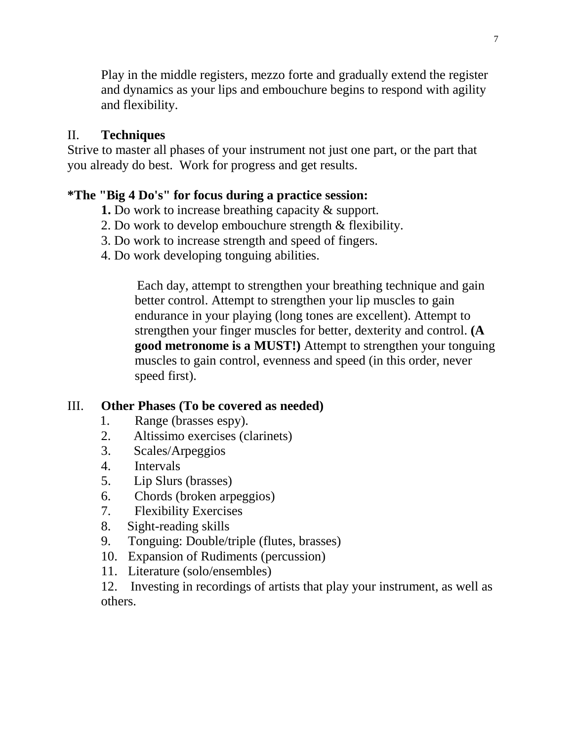Play in the middle registers, mezzo forte and gradually extend the register and dynamics as your lips and embouchure begins to respond with agility and flexibility.

## II. **Techniques**

Strive to master all phases of your instrument not just one part, or the part that you already do best. Work for progress and get results.

**\*The "Big 4 Do's" for focus during a practice session:**

**1.** Do work to increase breathing capacity & support.
2. Do work to develop embouchure strength & flexibility.
3. Do work to increase strength and speed of fingers.
4. Do work developing tonguing abilities.

Each day, attempt to strengthen your breathing technique and gain better control. Attempt to strengthen your lip muscles to gain endurance in your playing (long tones are excellent). Attempt to strengthen your finger muscles for better, dexterity and control. **(A good metronome is a MUST!)** Attempt to strengthen your tonguing muscles to gain control, evenness and speed (in this order, never speed first).

## III. **Other Phases (To be covered as needed)**

1. Range (brasses espy).
2. Altissimo exercises (clarinets)
3. Scales/Arpeggios
4. Intervals
5. Lip Slurs (brasses)
6. Chords (broken arpeggios)
7. Flexibility Exercises
8. Sight-reading skills
9. Tonguing: Double/triple (flutes, brasses)
10. Expansion of Rudiments (percussion)
11. Literature (solo/ensembles)
12. Investing in recordings of artists that play your instrument, as well as others.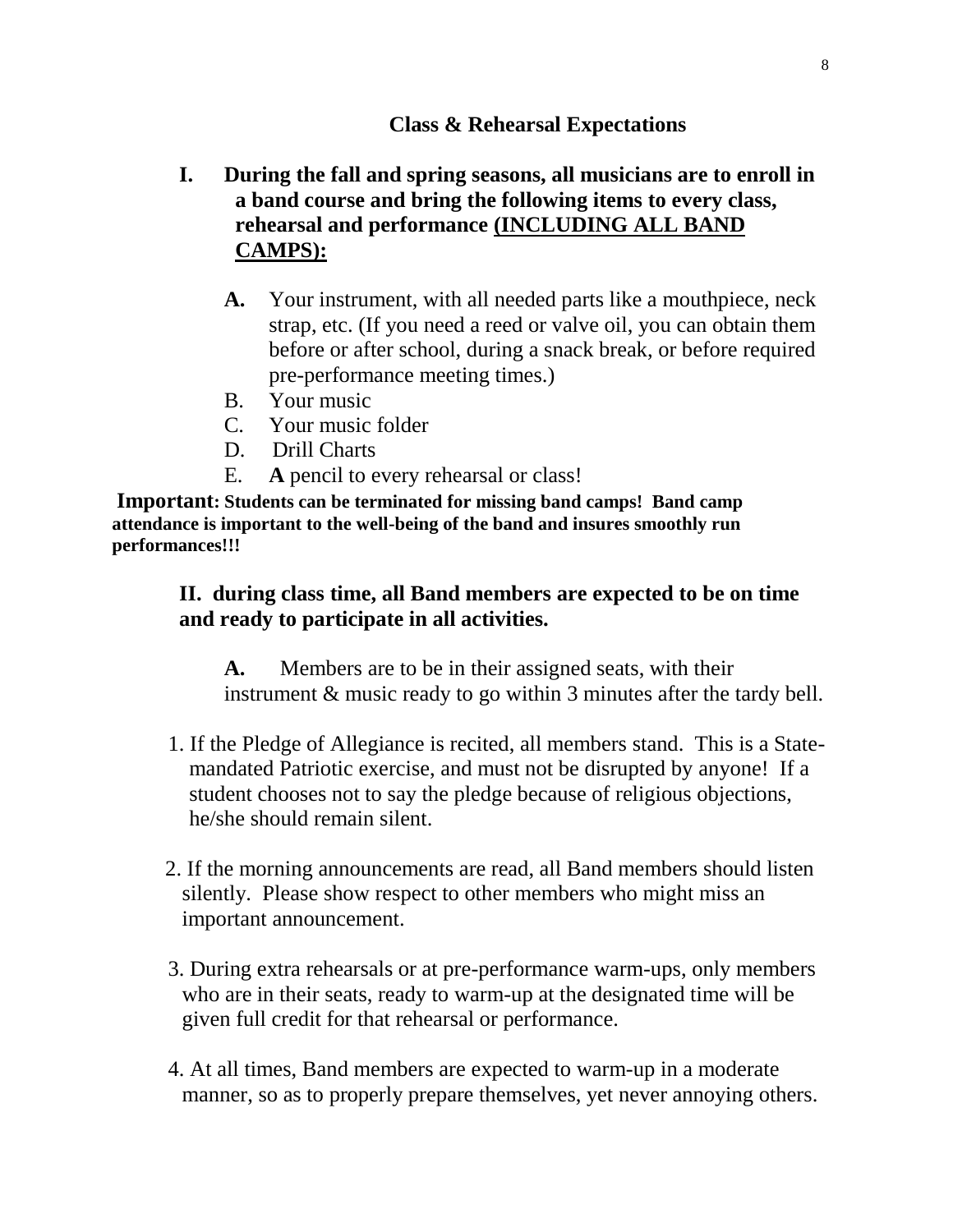## Class & Rehearsal Expectations

**I. During the fall and spring seasons, all musicians are to enroll in a band course and bring the following items to every class, rehearsal and performance <u>(INCLUDING ALL BAND CAMPS):</u>**

- **A.** Your instrument, with all needed parts like a mouthpiece, neck strap, etc. (If you need a reed or valve oil, you can obtain them before or after school, during a snack break, or before required pre-performance meeting times.)
- B. Your music
- C. Your music folder
- D. Drill Charts
- E. **A** pencil to every rehearsal or class!

**Important: Students can be terminated for missing band camps! Band camp attendance is important to the well-being of the band and insures smoothly run performances!!!**

**II. during class time, all Band members are expected to be on time and ready to participate in all activities.**

**A.** Members are to be in their assigned seats, with their instrument & music ready to go within 3 minutes after the tardy bell.

1. If the Pledge of Allegiance is recited, all members stand. This is a State-mandated Patriotic exercise, and must not be disrupted by anyone! If a student chooses not to say the pledge because of religious objections, he/she should remain silent.
2. If the morning announcements are read, all Band members should listen silently. Please show respect to other members who might miss an important announcement.
3. During extra rehearsals or at pre-performance warm-ups, only members who are in their seats, ready to warm-up at the designated time will be given full credit for that rehearsal or performance.
4. At all times, Band members are expected to warm-up in a moderate manner, so as to properly prepare themselves, yet never annoying others.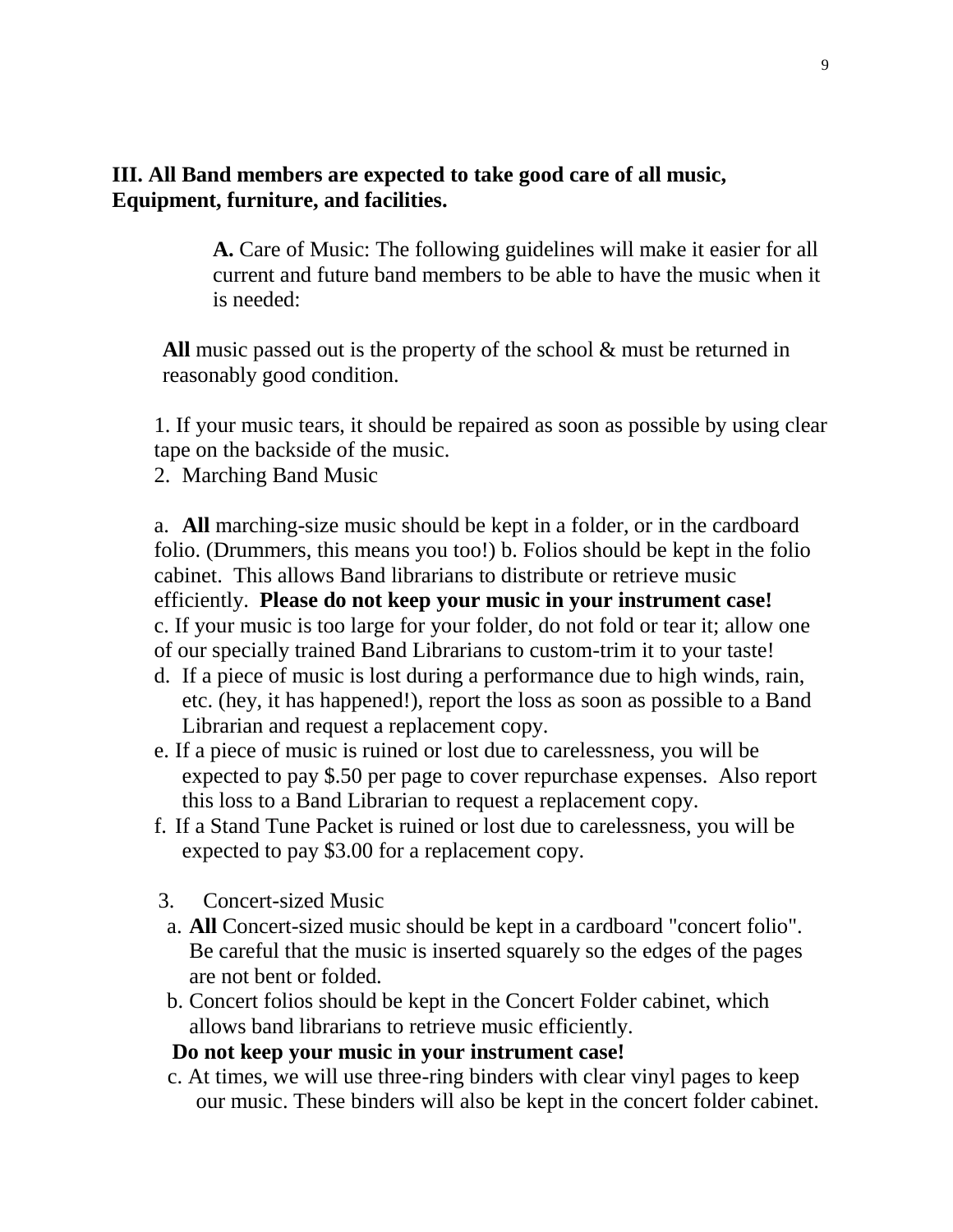## III. All Band members are expected to take good care of all music, Equipment, furniture, and facilities.

**A.** Care of Music: The following guidelines will make it easier for all current and future band members to be able to have the music when it is needed:

**All** music passed out is the property of the school & must be returned in reasonably good condition.

1. If your music tears, it should be repaired as soon as possible by using clear tape on the backside of the music.
2. Marching Band Music

a. **All** marching-size music should be kept in a folder, or in the cardboard folio. (Drummers, this means you too!) b. Folios should be kept in the folio cabinet. This allows Band librarians to distribute or retrieve music efficiently. **Please do not keep your music in your instrument case!**
c. If your music is too large for your folder, do not fold or tear it; allow one of our specially trained Band Librarians to custom-trim it to your taste!
d. If a piece of music is lost during a performance due to high winds, rain, etc. (hey, it has happened!), report the loss as soon as possible to a Band Librarian and request a replacement copy.
e. If a piece of music is ruined or lost due to carelessness, you will be expected to pay $.50 per page to cover repurchase expenses. Also report this loss to a Band Librarian to request a replacement copy.
f. If a Stand Tune Packet is ruined or lost due to carelessness, you will be expected to pay $3.00 for a replacement copy.

3. Concert-sized Music

a. **All** Concert-sized music should be kept in a cardboard "concert folio". Be careful that the music is inserted squarely so the edges of the pages are not bent or folded.
b. Concert folios should be kept in the Concert Folder cabinet, which allows band librarians to retrieve music efficiently.
**Do not keep your music in your instrument case!**
c. At times, we will use three-ring binders with clear vinyl pages to keep our music. These binders will also be kept in the concert folder cabinet.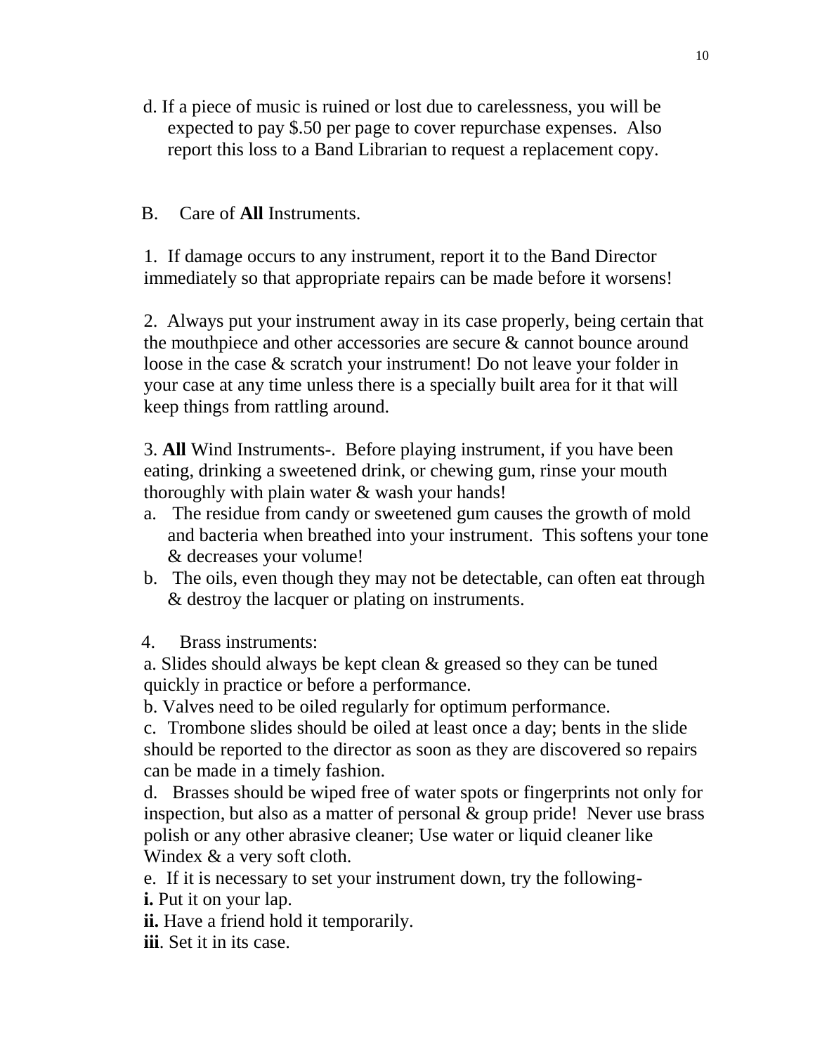d. If a piece of music is ruined or lost due to carelessness, you will be expected to pay $.50 per page to cover repurchase expenses. Also report this loss to a Band Librarian to request a replacement copy.

B. Care of **All** Instruments.

1. If damage occurs to any instrument, report it to the Band Director immediately so that appropriate repairs can be made before it worsens!

2. Always put your instrument away in its case properly, being certain that the mouthpiece and other accessories are secure & cannot bounce around loose in the case & scratch your instrument! Do not leave your folder in your case at any time unless there is a specially built area for it that will keep things from rattling around.

3. **All** Wind Instruments-. Before playing instrument, if you have been eating, drinking a sweetened drink, or chewing gum, rinse your mouth thoroughly with plain water & wash your hands!

a. The residue from candy or sweetened gum causes the growth of mold and bacteria when breathed into your instrument. This softens your tone & decreases your volume!

b. The oils, even though they may not be detectable, can often eat through & destroy the lacquer or plating on instruments.

4. Brass instruments:

a. Slides should always be kept clean & greased so they can be tuned quickly in practice or before a performance.

b. Valves need to be oiled regularly for optimum performance.

c. Trombone slides should be oiled at least once a day; bents in the slide should be reported to the director as soon as they are discovered so repairs can be made in a timely fashion.

d. Brasses should be wiped free of water spots or fingerprints not only for inspection, but also as a matter of personal & group pride! Never use brass polish or any other abrasive cleaner; Use water or liquid cleaner like Windex & a very soft cloth.

e. If it is necessary to set your instrument down, try the following-

**i.** Put it on your lap.

**ii.** Have a friend hold it temporarily.

**iii**. Set it in its case.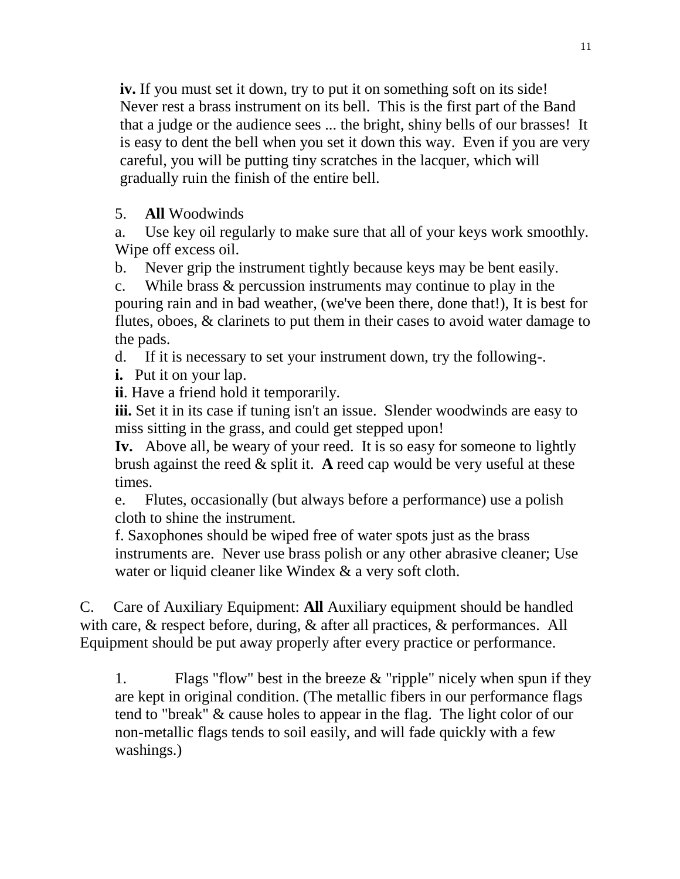**iv.** If you must set it down, try to put it on something soft on its side! Never rest a brass instrument on its bell. This is the first part of the Band that a judge or the audience sees ... the bright, shiny bells of our brasses! It is easy to dent the bell when you set it down this way. Even if you are very careful, you will be putting tiny scratches in the lacquer, which will gradually ruin the finish of the entire bell.

5. **All** Woodwinds

a. Use key oil regularly to make sure that all of your keys work smoothly. Wipe off excess oil.

b. Never grip the instrument tightly because keys may be bent easily.

c. While brass & percussion instruments may continue to play in the pouring rain and in bad weather, (we've been there, done that!), It is best for flutes, oboes, & clarinets to put them in their cases to avoid water damage to the pads.

d. If it is necessary to set your instrument down, try the following-.

**i.** Put it on your lap.

**ii**. Have a friend hold it temporarily.

**iii.** Set it in its case if tuning isn't an issue. Slender woodwinds are easy to miss sitting in the grass, and could get stepped upon!

**Iv.** Above all, be weary of your reed. It is so easy for someone to lightly brush against the reed & split it. **A** reed cap would be very useful at these times.

e. Flutes, occasionally (but always before a performance) use a polish cloth to shine the instrument.

f. Saxophones should be wiped free of water spots just as the brass instruments are. Never use brass polish or any other abrasive cleaner; Use water or liquid cleaner like Windex & a very soft cloth.

C. Care of Auxiliary Equipment: **All** Auxiliary equipment should be handled with care, & respect before, during, & after all practices, & performances. All Equipment should be put away properly after every practice or performance.

1. Flags "flow" best in the breeze & "ripple" nicely when spun if they are kept in original condition. (The metallic fibers in our performance flags tend to "break" & cause holes to appear in the flag. The light color of our non-metallic flags tends to soil easily, and will fade quickly with a few washings.)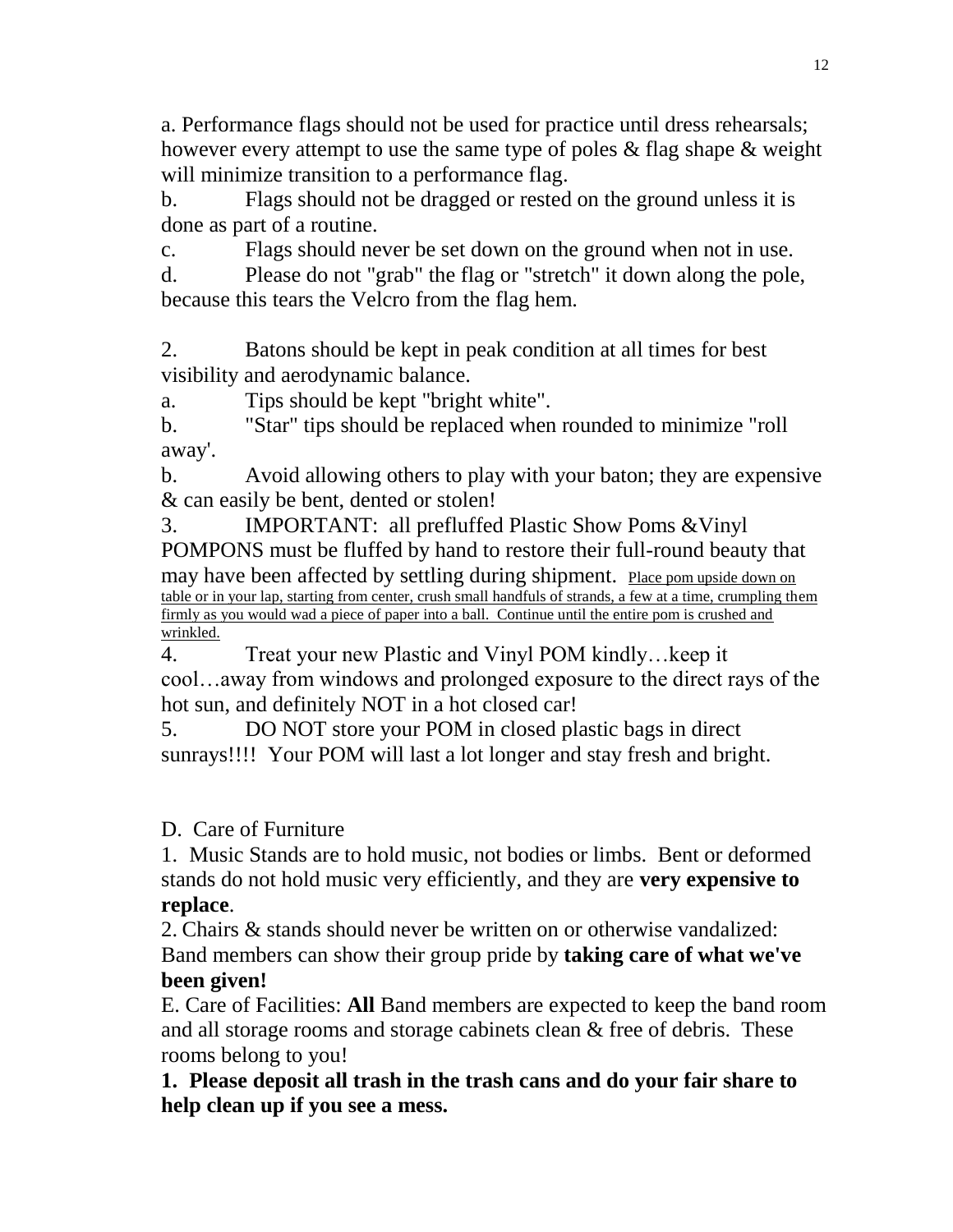a. Performance flags should not be used for practice until dress rehearsals; however every attempt to use the same type of poles & flag shape & weight will minimize transition to a performance flag.

b. Flags should not be dragged or rested on the ground unless it is done as part of a routine.

c. Flags should never be set down on the ground when not in use.

d. Please do not "grab" the flag or "stretch" it down along the pole, because this tears the Velcro from the flag hem.

2. Batons should be kept in peak condition at all times for best visibility and aerodynamic balance.

a. Tips should be kept "bright white".

b. "Star" tips should be replaced when rounded to minimize "roll away'.

b. Avoid allowing others to play with your baton; they are expensive & can easily be bent, dented or stolen!

3. IMPORTANT: all prefluffed Plastic Show Poms &Vinyl POMPONS must be fluffed by hand to restore their full-round beauty that may have been affected by settling during shipment. <u>Place pom upside down on table or in your lap, starting from center, crush small handfuls of strands, a few at a time, crumpling them firmly as you would wad a piece of paper into a ball. Continue until the entire pom is crushed and wrinkled.</u>

4. Treat your new Plastic and Vinyl POM kindly…keep it cool…away from windows and prolonged exposure to the direct rays of the hot sun, and definitely NOT in a hot closed car!

5. DO NOT store your POM in closed plastic bags in direct sunrays!!!! Your POM will last a lot longer and stay fresh and bright.

D. Care of Furniture

1. Music Stands are to hold music, not bodies or limbs. Bent or deformed stands do not hold music very efficiently, and they are **very expensive to replace**.

2. Chairs & stands should never be written on or otherwise vandalized: Band members can show their group pride by **taking care of what we've been given!**

E. Care of Facilities: **All** Band members are expected to keep the band room and all storage rooms and storage cabinets clean & free of debris. These rooms belong to you!

**1. Please deposit all trash in the trash cans and do your fair share to help clean up if you see a mess.**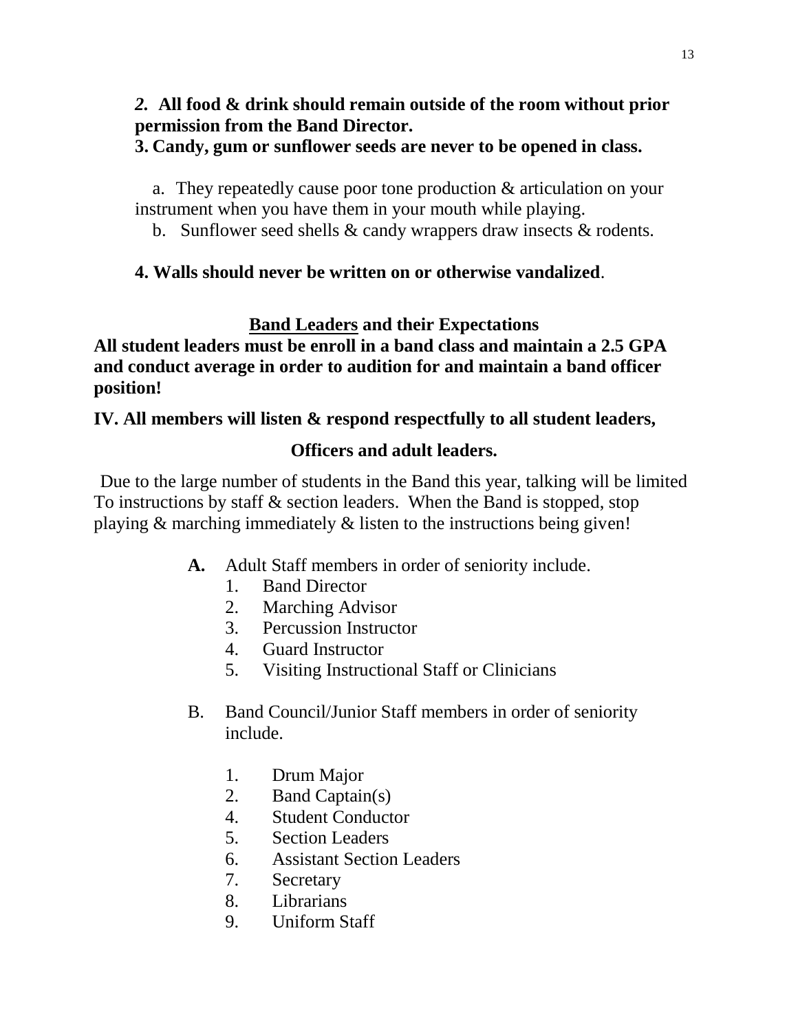***2.*** **All food & drink should remain outside of the room without prior permission from the Band Director.**

**3. Candy, gum or sunflower seeds are never to be opened in class.**

a. They repeatedly cause poor tone production & articulation on your instrument when you have them in your mouth while playing.

b. Sunflower seed shells & candy wrappers draw insects & rodents.

**4. Walls should never be written on or otherwise vandalized**.

## <u>Band Leaders</u> and their Expectations

**All student leaders must be enroll in a band class and maintain a 2.5 GPA and conduct average in order to audition for and maintain a band officer position!**

**IV. All members will listen & respond respectfully to all student leaders,**

**Officers and adult leaders.**

Due to the large number of students in the Band this year, talking will be limited To instructions by staff & section leaders. When the Band is stopped, stop playing & marching immediately & listen to the instructions being given!

**A.** Adult Staff members in order of seniority include.

1. Band Director
2. Marching Advisor
3. Percussion Instructor
4. Guard Instructor
5. Visiting Instructional Staff or Clinicians

B. Band Council/Junior Staff members in order of seniority include.

1. Drum Major
2. Band Captain(s)

4. Student Conductor
5. Section Leaders
6. Assistant Section Leaders
7. Secretary
8. Librarians
9. Uniform Staff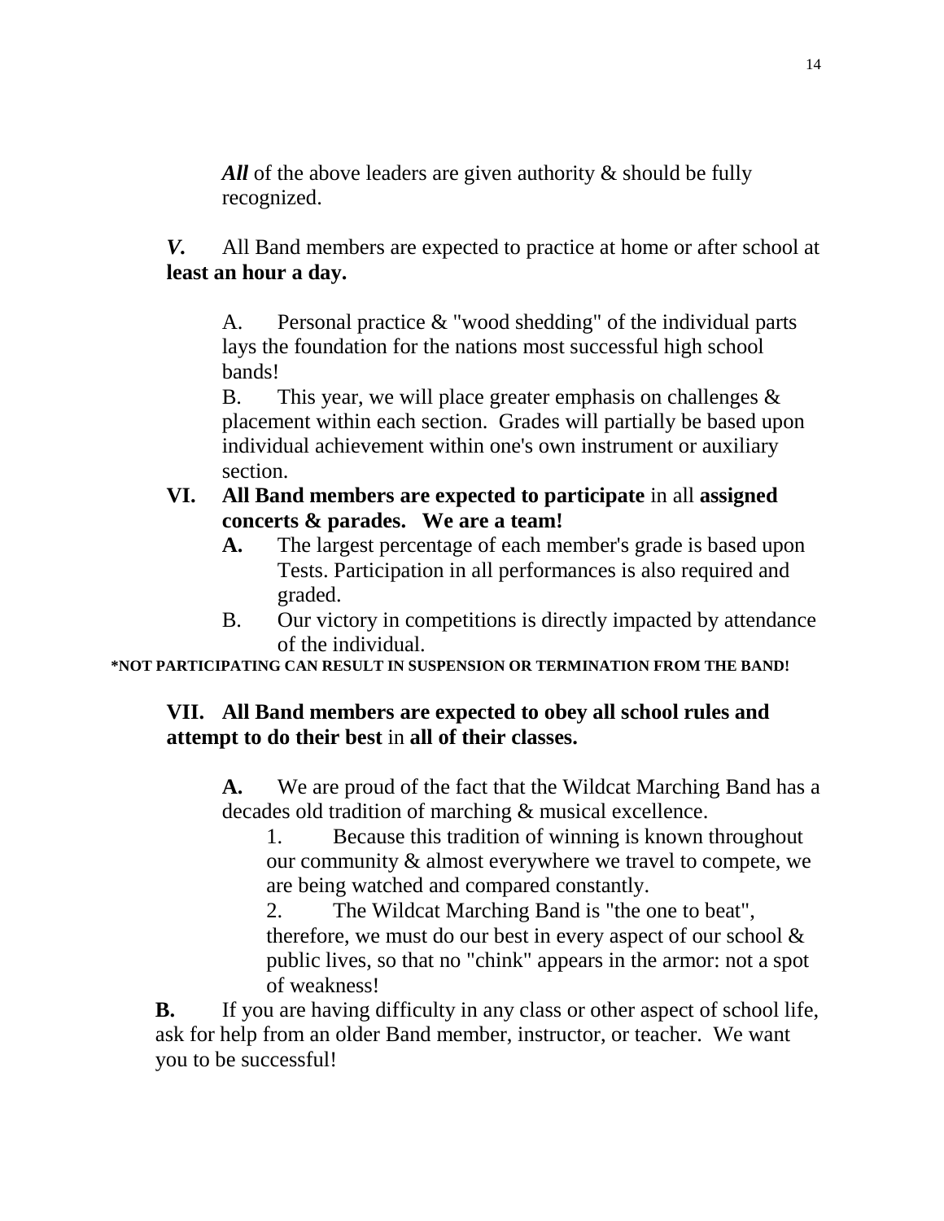***All*** of the above leaders are given authority & should be fully recognized.

***V.*** All Band members are expected to practice at home or after school at **least an hour a day.**

A. Personal practice & "wood shedding" of the individual parts lays the foundation for the nations most successful high school bands!

B. This year, we will place greater emphasis on challenges & placement within each section. Grades will partially be based upon individual achievement within one's own instrument or auxiliary section.

**VI. All Band members are expected to participate** in all **assigned concerts & parades. We are a team!**

**A.** The largest percentage of each member's grade is based upon Tests. Participation in all performances is also required and graded.

B. Our victory in competitions is directly impacted by attendance of the individual.

**\*NOT PARTICIPATING CAN RESULT IN SUSPENSION OR TERMINATION FROM THE BAND!**

**VII. All Band members are expected to obey all school rules and attempt to do their best** in **all of their classes.**

**A.** We are proud of the fact that the Wildcat Marching Band has a decades old tradition of marching & musical excellence.

1. Because this tradition of winning is known throughout our community & almost everywhere we travel to compete, we are being watched and compared constantly.

2. The Wildcat Marching Band is "the one to beat", therefore, we must do our best in every aspect of our school & public lives, so that no "chink" appears in the armor: not a spot of weakness!

**B.** If you are having difficulty in any class or other aspect of school life, ask for help from an older Band member, instructor, or teacher. We want you to be successful!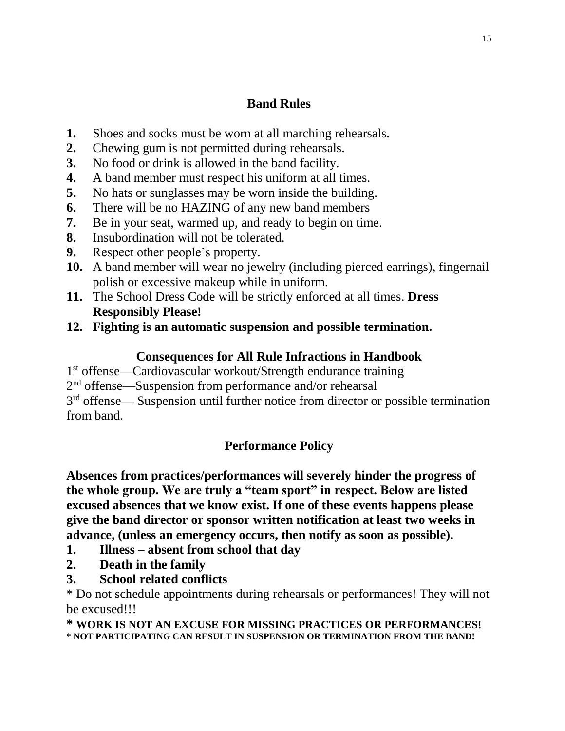## Band Rules

1. Shoes and socks must be worn at all marching rehearsals.
2. Chewing gum is not permitted during rehearsals.
3. No food or drink is allowed in the band facility.
4. A band member must respect his uniform at all times.
5. No hats or sunglasses may be worn inside the building.
6. There will be no HAZING of any new band members
7. Be in your seat, warmed up, and ready to begin on time.
8. Insubordination will not be tolerated.
9. Respect other people's property.
10. A band member will wear no jewelry (including pierced earrings), fingernail polish or excessive makeup while in uniform.
11. The School Dress Code will be strictly enforced <u>at all times</u>. **Dress Responsibly Please!**
12. **Fighting is an automatic suspension and possible termination.**

## Consequences for All Rule Infractions in Handbook

1st offense—Cardiovascular workout/Strength endurance training
2nd offense—Suspension from performance and/or rehearsal
3rd offense— Suspension until further notice from director or possible termination from band.

## Performance Policy

**Absences from practices/performances will severely hinder the progress of the whole group. We are truly a "team sport" in respect. Below are listed excused absences that we know exist. If one of these events happens please give the band director or sponsor written notification at least two weeks in advance, (unless an emergency occurs, then notify as soon as possible).**

1. **Illness – absent from school that day**
2. **Death in the family**
3. **School related conflicts**

* Do not schedule appointments during rehearsals or performances! They will not be excused!!!

**\* WORK IS NOT AN EXCUSE FOR MISSING PRACTICES OR PERFORMANCES!**
**\* NOT PARTICIPATING CAN RESULT IN SUSPENSION OR TERMINATION FROM THE BAND!**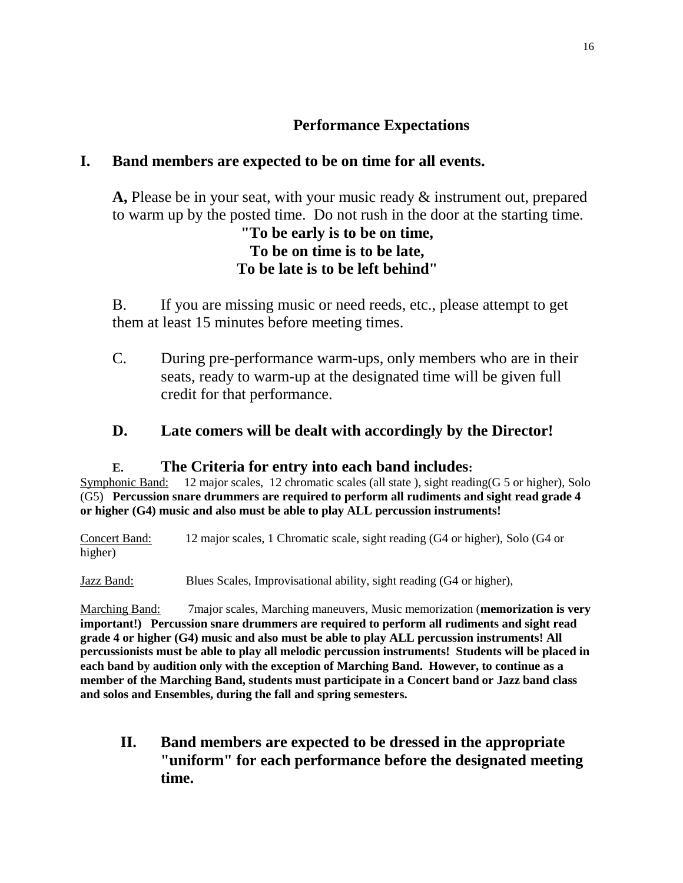## Performance Expectations

### I. Band members are expected to be on time for all events.

**A,** Please be in your seat, with your music ready & instrument out, prepared to warm up by the posted time. Do not rush in the door at the starting time.

**"To be early is to be on time,**
**To be on time is to be late,**
**To be late is to be left behind"**

B. If you are missing music or need reeds, etc., please attempt to get them at least 15 minutes before meeting times.

C. During pre-performance warm-ups, only members who are in their seats, ready to warm-up at the designated time will be given full credit for that performance.

**D. Late comers will be dealt with accordingly by the Director!**

**E. The Criteria for entry into each band includes:**

Symphonic Band: 12 major scales, 12 chromatic scales (all state ), sight reading(G 5 or higher), Solo (G5) **Percussion snare drummers are required to perform all rudiments and sight read grade 4 or higher (G4) music and also must be able to play ALL percussion instruments!**

Concert Band: 12 major scales, 1 Chromatic scale, sight reading (G4 or higher), Solo (G4 or higher)

Jazz Band: Blues Scales, Improvisational ability, sight reading (G4 or higher),

Marching Band: 7major scales, Marching maneuvers, Music memorization (**memorization is very important!) Percussion snare drummers are required to perform all rudiments and sight read grade 4 or higher (G4) music and also must be able to play ALL percussion instruments! All percussionists must be able to play all melodic percussion instruments! Students will be placed in each band by audition only with the exception of Marching Band. However, to continue as a member of the Marching Band, students must participate in a Concert band or Jazz band class and solos and Ensembles, during the fall and spring semesters.**

### II. Band members are expected to be dressed in the appropriate "uniform" for each performance before the designated meeting time.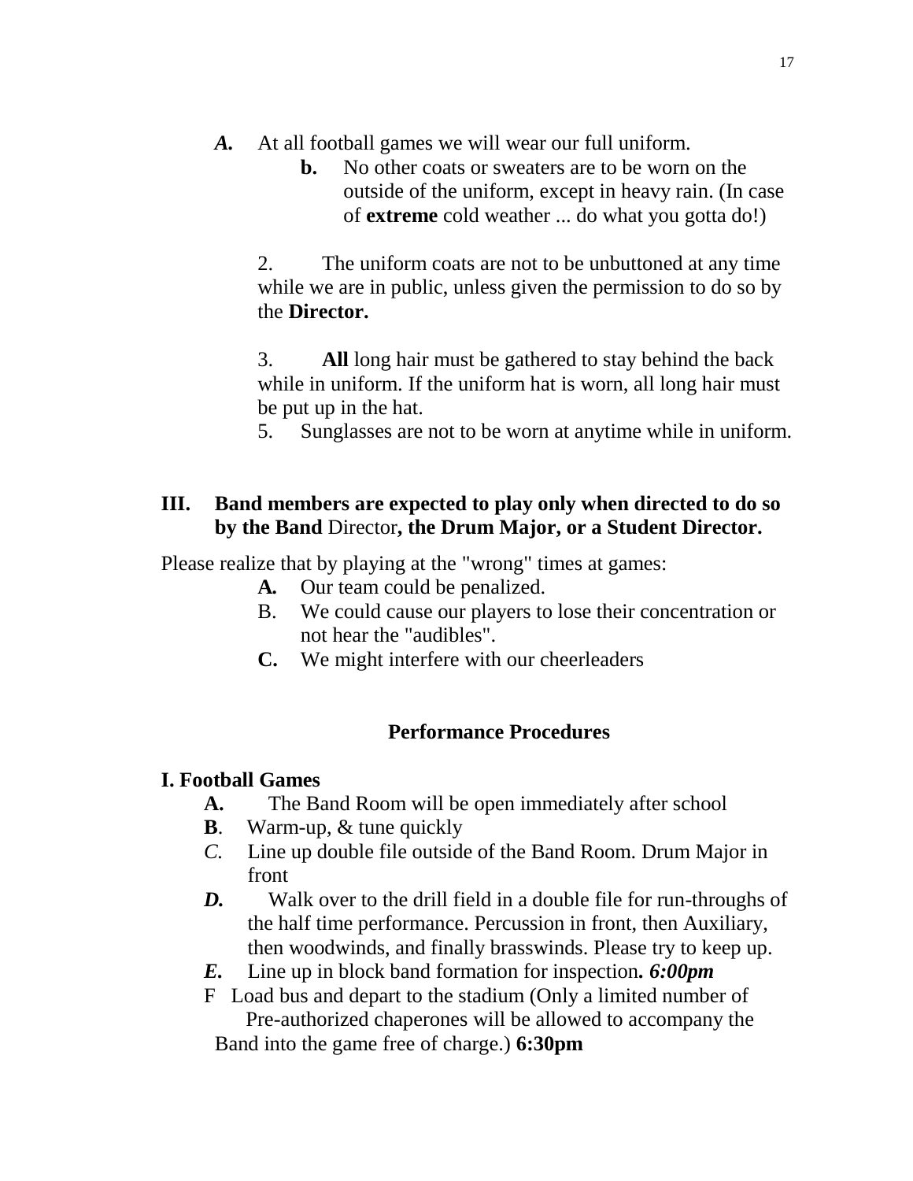***A.*** At all football games we will wear our full uniform.

**b.** No other coats or sweaters are to be worn on the outside of the uniform, except in heavy rain. (In case of **extreme** cold weather ... do what you gotta do!)

2. The uniform coats are not to be unbuttoned at any time while we are in public, unless given the permission to do so by the **Director.**

3. **All** long hair must be gathered to stay behind the back while in uniform. If the uniform hat is worn, all long hair must be put up in the hat.

5. Sunglasses are not to be worn at anytime while in uniform.

**III. Band members are expected to play only when directed to do so by the Band** Director**, the Drum Major, or a Student Director.**

Please realize that by playing at the "wrong" times at games:

**A.** Our team could be penalized.

B. We could cause our players to lose their concentration or not hear the "audibles".

**C.** We might interfere with our cheerleaders

## Performance Procedures

### I. Football Games

**A.** The Band Room will be open immediately after school

**B**. Warm-up, & tune quickly

*C.* Line up double file outside of the Band Room. Drum Major in front

***D.*** Walk over to the drill field in a double file for run-throughs of the half time performance. Percussion in front, then Auxiliary, then woodwinds, and finally brasswinds. Please try to keep up.

***E.*** Line up in block band formation for inspection**. *6:00pm***

F Load bus and depart to the stadium (Only a limited number of Pre-authorized chaperones will be allowed to accompany the Band into the game free of charge.) **6:30pm**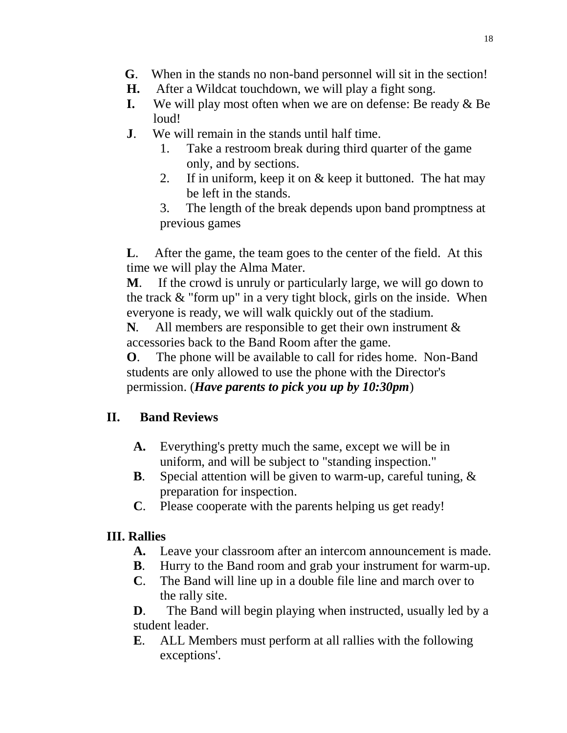**G**. When in the stands no non-band personnel will sit in the section!
**H.** After a Wildcat touchdown, we will play a fight song.
**I.** We will play most often when we are on defense: Be ready & Be loud!
**J**. We will remain in the stands until half time.

1. Take a restroom break during third quarter of the game only, and by sections.
2. If in uniform, keep it on & keep it buttoned. The hat may be left in the stands.
3. The length of the break depends upon band promptness at previous games

**L**. After the game, the team goes to the center of the field. At this time we will play the Alma Mater.
**M**. If the crowd is unruly or particularly large, we will go down to the track & "form up" in a very tight block, girls on the inside. When everyone is ready, we will walk quickly out of the stadium.
**N**. All members are responsible to get their own instrument & accessories back to the Band Room after the game.
**O**. The phone will be available to call for rides home. Non-Band students are only allowed to use the phone with the Director's permission. (***Have parents to pick you up by 10:30pm***)

## II. Band Reviews

**A.** Everything's pretty much the same, except we will be in uniform, and will be subject to "standing inspection."
**B**. Special attention will be given to warm-up, careful tuning, & preparation for inspection.
**C**. Please cooperate with the parents helping us get ready!

## III. Rallies

**A.** Leave your classroom after an intercom announcement is made.
**B**. Hurry to the Band room and grab your instrument for warm-up.
**C**. The Band will line up in a double file line and march over to the rally site.
**D**. The Band will begin playing when instructed, usually led by a student leader.
**E**. ALL Members must perform at all rallies with the following exceptions'.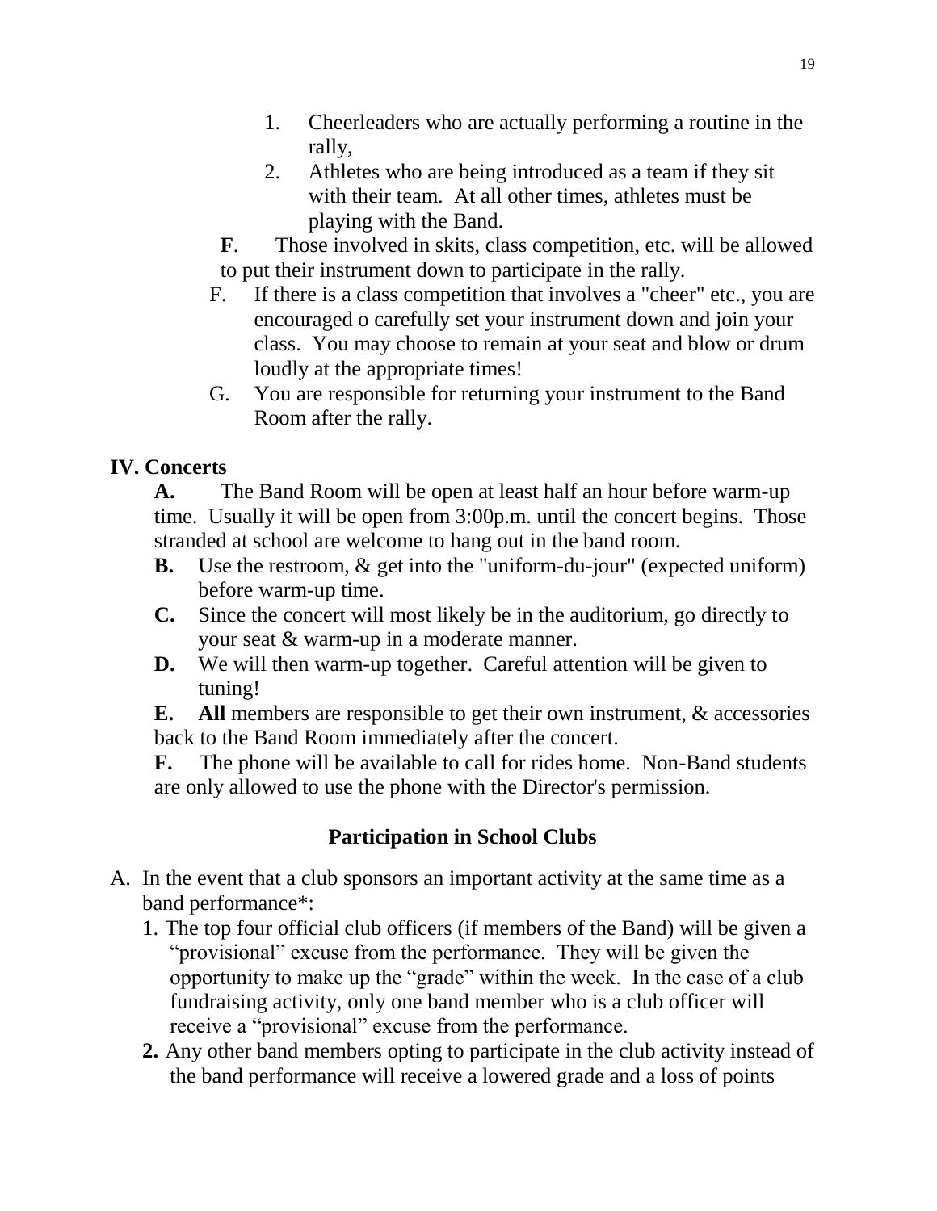1. Cheerleaders who are actually performing a routine in the rally,
2. Athletes who are being introduced as a team if they sit with their team. At all other times, athletes must be playing with the Band.

**F**. Those involved in skits, class competition, etc. will be allowed to put their instrument down to participate in the rally.

F. If there is a class competition that involves a "cheer" etc., you are encouraged o carefully set your instrument down and join your class. You may choose to remain at your seat and blow or drum loudly at the appropriate times!

G. You are responsible for returning your instrument to the Band Room after the rally.

## IV. Concerts

**A.** The Band Room will be open at least half an hour before warm-up time. Usually it will be open from 3:00p.m. until the concert begins. Those stranded at school are welcome to hang out in the band room.

**B.** Use the restroom, & get into the "uniform-du-jour" (expected uniform) before warm-up time.

**C.** Since the concert will most likely be in the auditorium, go directly to your seat & warm-up in a moderate manner.

**D.** We will then warm-up together. Careful attention will be given to tuning!

**E.** **All** members are responsible to get their own instrument, & accessories back to the Band Room immediately after the concert.

**F.** The phone will be available to call for rides home. Non-Band students are only allowed to use the phone with the Director's permission.

## Participation in School Clubs

A. In the event that a club sponsors an important activity at the same time as a band performance*:

1. The top four official club officers (if members of the Band) will be given a "provisional" excuse from the performance. They will be given the opportunity to make up the "grade" within the week. In the case of a club fundraising activity, only one band member who is a club officer will receive a "provisional" excuse from the performance.
2. Any other band members opting to participate in the club activity instead of the band performance will receive a lowered grade and a loss of points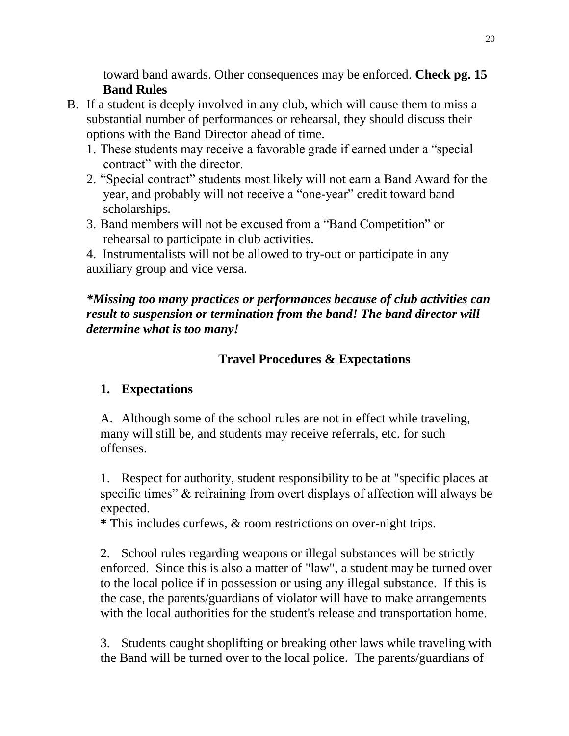toward band awards. Other consequences may be enforced. **Check pg. 15 Band Rules**

B. If a student is deeply involved in any club, which will cause them to miss a substantial number of performances or rehearsal, they should discuss their options with the Band Director ahead of time.
   1. These students may receive a favorable grade if earned under a "special contract" with the director.
   2. "Special contract" students most likely will not earn a Band Award for the year, and probably will not receive a "one-year" credit toward band scholarships.
   3. Band members will not be excused from a "Band Competition" or rehearsal to participate in club activities.
   4. Instrumentalists will not be allowed to try-out or participate in any auxiliary group and vice versa.

***Missing too many practices or performances because of club activities can result to suspension or termination from the band! The band director will determine what is too many!***

## Travel Procedures & Expectations

### 1. Expectations

A. Although some of the school rules are not in effect while traveling, many will still be, and students may receive referrals, etc. for such offenses.

1. Respect for authority, student responsibility to be at "specific places at specific times" & refraining from overt displays of affection will always be expected.
**\*** This includes curfews, & room restrictions on over-night trips.

2. School rules regarding weapons or illegal substances will be strictly enforced. Since this is also a matter of "law", a student may be turned over to the local police if in possession or using any illegal substance. If this is the case, the parents/guardians of violator will have to make arrangements with the local authorities for the student's release and transportation home.

3. Students caught shoplifting or breaking other laws while traveling with the Band will be turned over to the local police. The parents/guardians of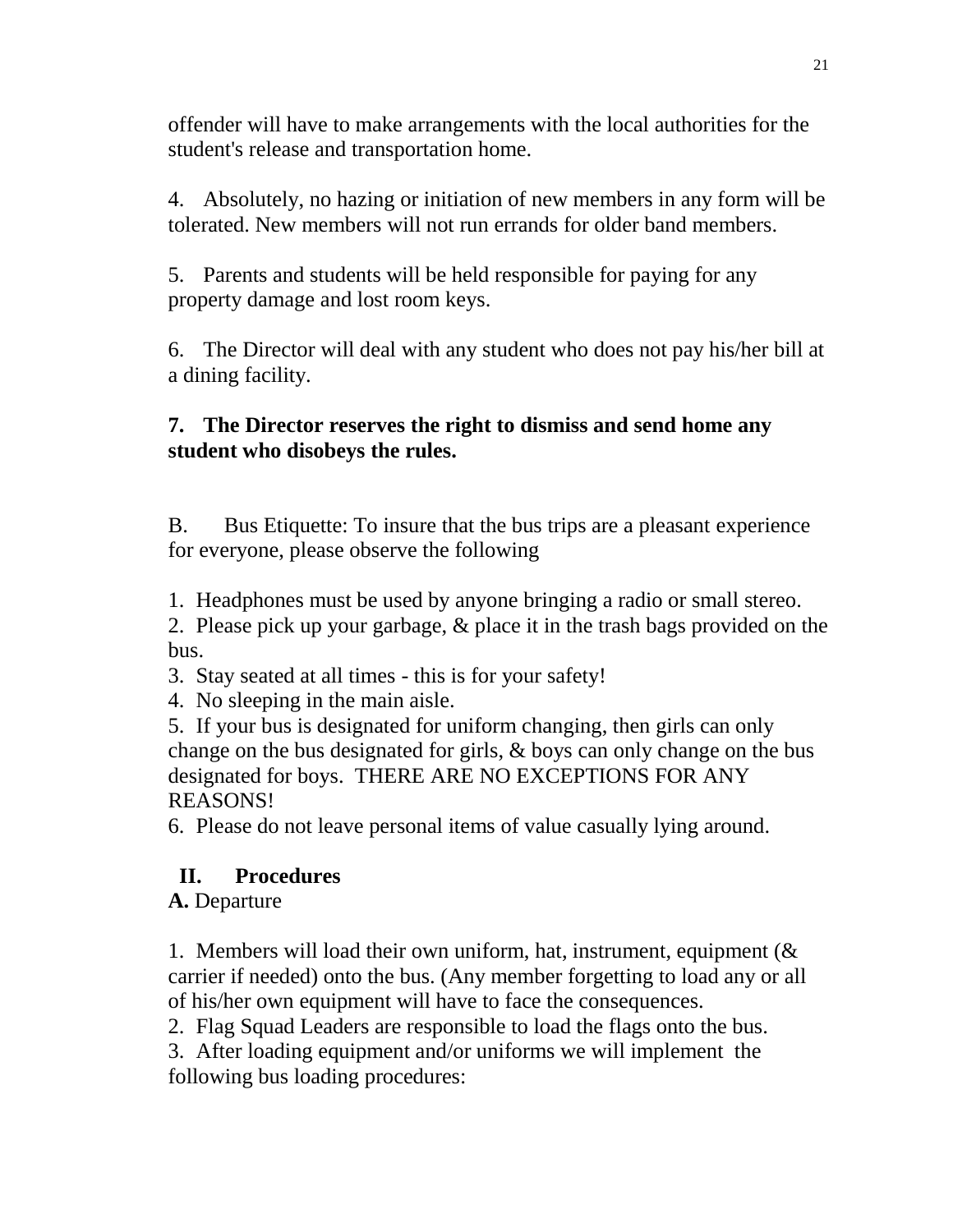offender will have to make arrangements with the local authorities for the student's release and transportation home.

4. Absolutely, no hazing or initiation of new members in any form will be tolerated. New members will not run errands for older band members.

5. Parents and students will be held responsible for paying for any property damage and lost room keys.

6. The Director will deal with any student who does not pay his/her bill at a dining facility.

**7. The Director reserves the right to dismiss and send home any student who disobeys the rules.**

B. Bus Etiquette: To insure that the bus trips are a pleasant experience for everyone, please observe the following

1. Headphones must be used by anyone bringing a radio or small stereo.
2. Please pick up your garbage, & place it in the trash bags provided on the bus.
3. Stay seated at all times - this is for your safety!
4. No sleeping in the main aisle.
5. If your bus is designated for uniform changing, then girls can only change on the bus designated for girls, & boys can only change on the bus designated for boys. THERE ARE NO EXCEPTIONS FOR ANY REASONS!
6. Please do not leave personal items of value casually lying around.

## II. Procedures

**A.** Departure

1. Members will load their own uniform, hat, instrument, equipment (& carrier if needed) onto the bus. (Any member forgetting to load any or all of his/her own equipment will have to face the consequences.
2. Flag Squad Leaders are responsible to load the flags onto the bus.
3. After loading equipment and/or uniforms we will implement the following bus loading procedures: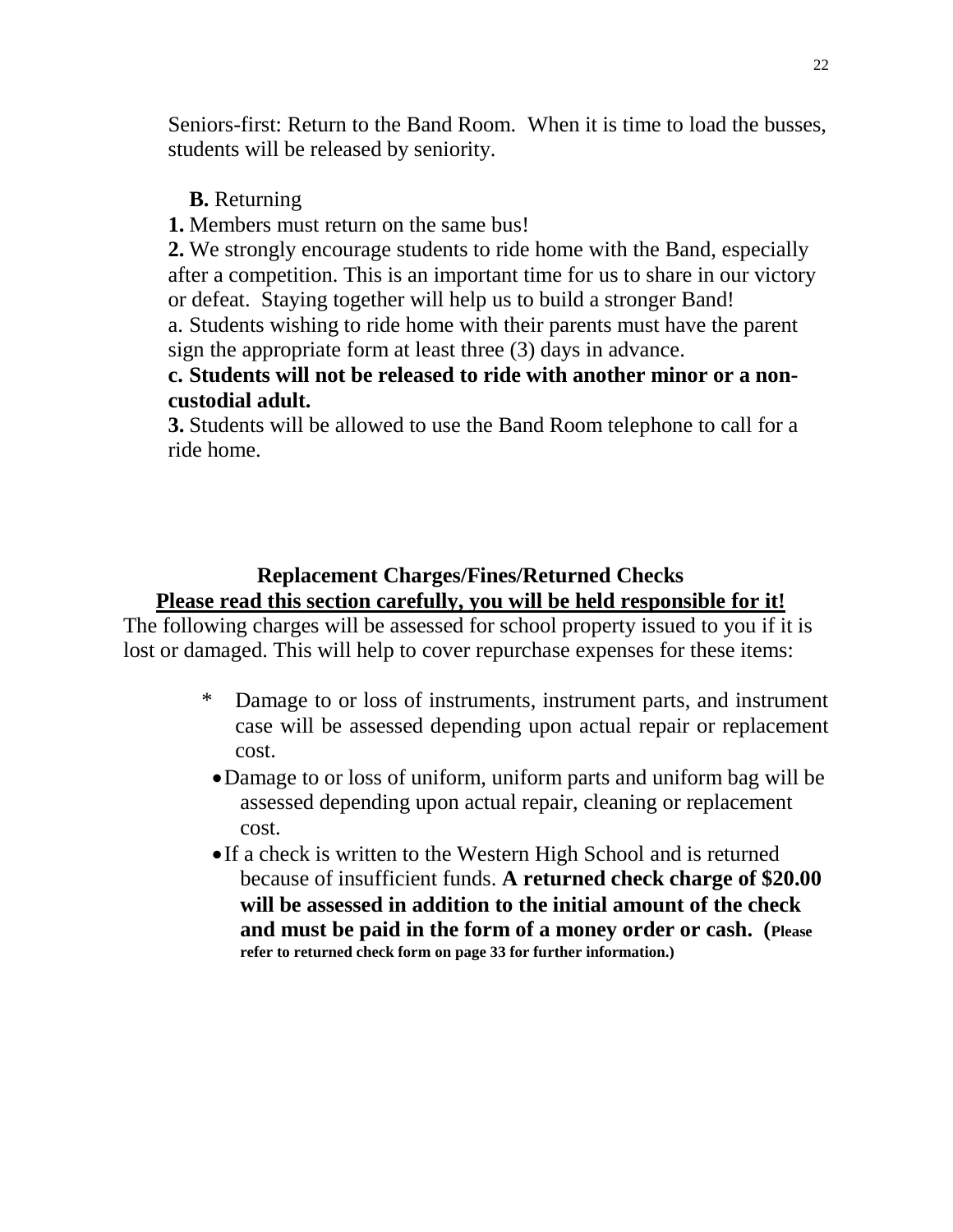Seniors-first: Return to the Band Room. When it is time to load the busses, students will be released by seniority.

**B.** Returning

**1.** Members must return on the same bus!

**2.** We strongly encourage students to ride home with the Band, especially after a competition. This is an important time for us to share in our victory or defeat. Staying together will help us to build a stronger Band!

a. Students wishing to ride home with their parents must have the parent sign the appropriate form at least three (3) days in advance.

**c. Students will not be released to ride with another minor or a non-custodial adult.**

**3.** Students will be allowed to use the Band Room telephone to call for a ride home.

## Replacement Charges/Fines/Returned Checks

**Please read this section carefully, you will be held responsible for it!**

The following charges will be assessed for school property issued to you if it is lost or damaged. This will help to cover repurchase expenses for these items:

- Damage to or loss of instruments, instrument parts, and instrument case will be assessed depending upon actual repair or replacement cost.
- Damage to or loss of uniform, uniform parts and uniform bag will be assessed depending upon actual repair, cleaning or replacement cost.
- If a check is written to the Western High School and is returned because of insufficient funds. **A returned check charge of $20.00 will be assessed in addition to the initial amount of the check and must be paid in the form of a money order or cash. (Please refer to returned check form on page 33 for further information.)**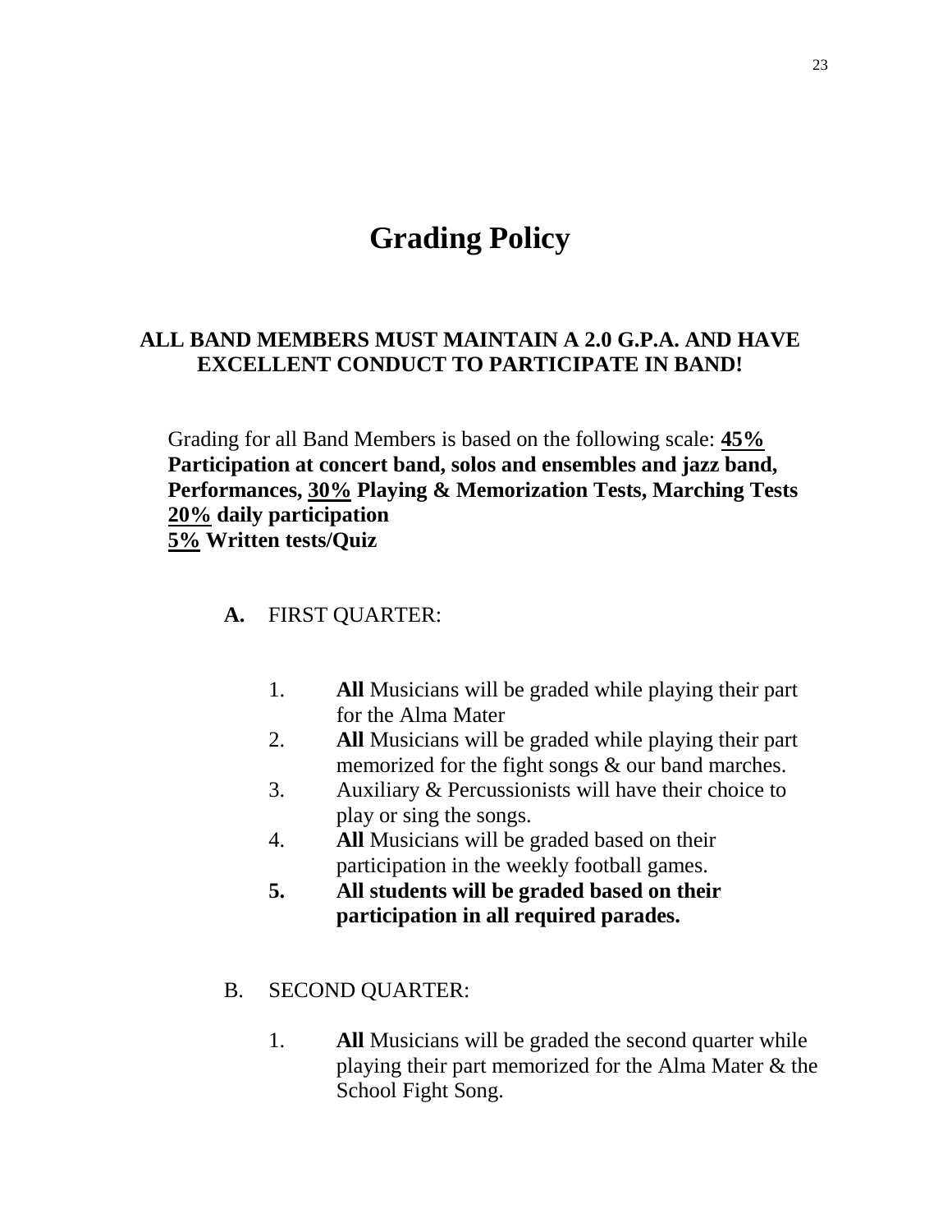# Grading Policy

**ALL BAND MEMBERS MUST MAINTAIN A 2.0 G.P.A. AND HAVE EXCELLENT CONDUCT TO PARTICIPATE IN BAND!**

Grading for all Band Members is based on the following scale: **<u>45%</u> Participation at concert band, solos and ensembles and jazz band, Performances, <u>30%</u> Playing & Memorization Tests, Marching Tests**
**<u>20%</u> daily participation**
**<u>5%</u> Written tests/Quiz**

**A.** FIRST QUARTER:

1. **All** Musicians will be graded while playing their part for the Alma Mater
2. **All** Musicians will be graded while playing their part memorized for the fight songs & our band marches.
3. Auxiliary & Percussionists will have their choice to play or sing the songs.
4. **All** Musicians will be graded based on their participation in the weekly football games.
5. **All students will be graded based on their participation in all required parades.**

B. SECOND QUARTER:

1. **All** Musicians will be graded the second quarter while playing their part memorized for the Alma Mater & the School Fight Song.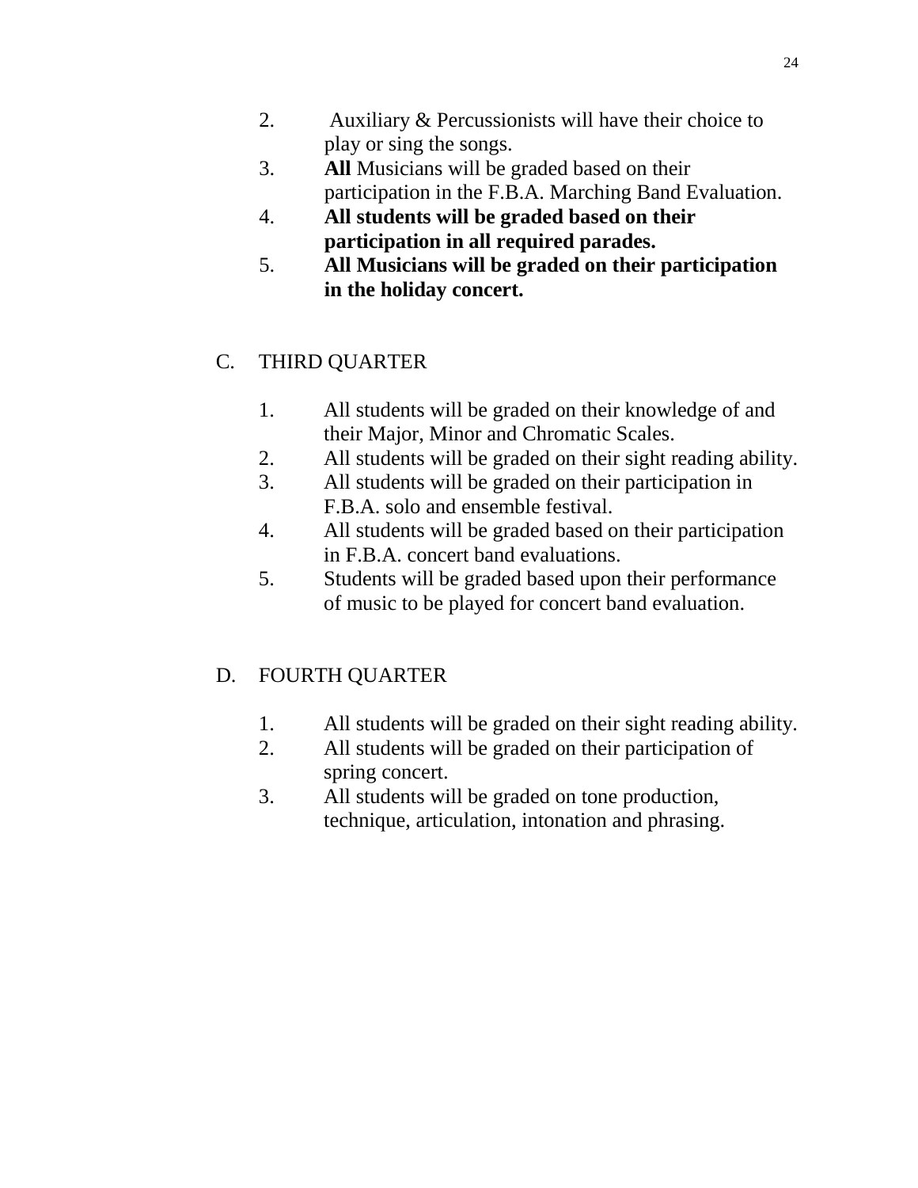2. Auxiliary & Percussionists will have their choice to play or sing the songs.
3. **All** Musicians will be graded based on their participation in the F.B.A. Marching Band Evaluation.
4. **All students will be graded based on their participation in all required parades.**
5. **All Musicians will be graded on their participation in the holiday concert.**

C. THIRD QUARTER

1. All students will be graded on their knowledge of and their Major, Minor and Chromatic Scales.
2. All students will be graded on their sight reading ability.
3. All students will be graded on their participation in F.B.A. solo and ensemble festival.
4. All students will be graded based on their participation in F.B.A. concert band evaluations.
5. Students will be graded based upon their performance of music to be played for concert band evaluation.

D. FOURTH QUARTER

1. All students will be graded on their sight reading ability.
2. All students will be graded on their participation of spring concert.
3. All students will be graded on tone production, technique, articulation, intonation and phrasing.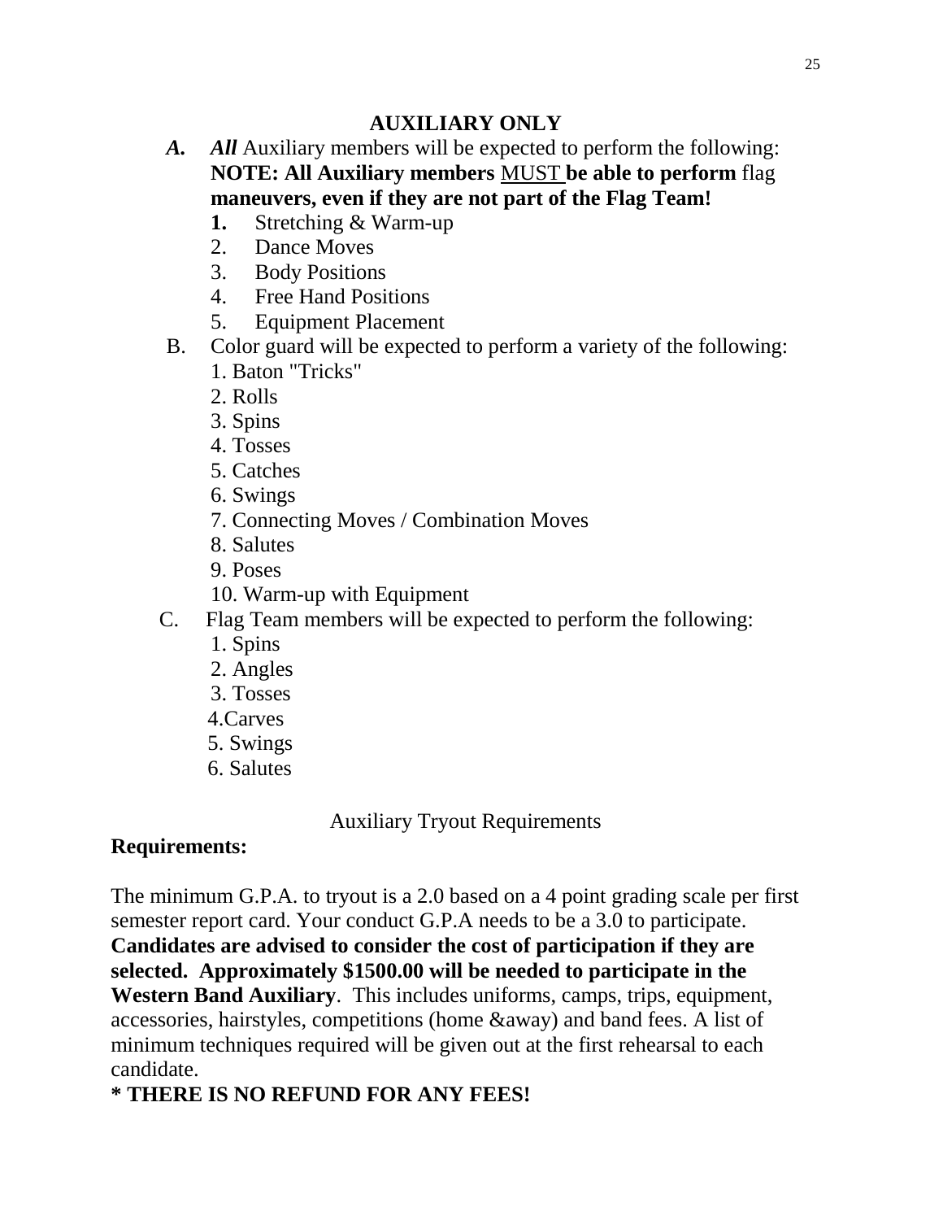## AUXILIARY ONLY

***A.*** ***All*** Auxiliary members will be expected to perform the following: **NOTE: All Auxiliary members** MUST **be able to perform** flag **maneuvers, even if they are not part of the Flag Team!**

1. Stretching & Warm-up
2. Dance Moves
3. Body Positions
4. Free Hand Positions
5. Equipment Placement

B. Color guard will be expected to perform a variety of the following:

1. Baton "Tricks"
2. Rolls
3. Spins
4. Tosses
5. Catches
6. Swings
7. Connecting Moves / Combination Moves
8. Salutes
9. Poses
10. Warm-up with Equipment

C. Flag Team members will be expected to perform the following:

1. Spins
2. Angles
3. Tosses
4. Carves
5. Swings
6. Salutes

Auxiliary Tryout Requirements

**Requirements:**

The minimum G.P.A. to tryout is a 2.0 based on a 4 point grading scale per first semester report card. Your conduct G.P.A needs to be a 3.0 to participate. **Candidates are advised to consider the cost of participation if they are selected. Approximately $1500.00 will be needed to participate in the Western Band Auxiliary**. This includes uniforms, camps, trips, equipment, accessories, hairstyles, competitions (home &away) and band fees. A list of minimum techniques required will be given out at the first rehearsal to each candidate.

**\* THERE IS NO REFUND FOR ANY FEES!**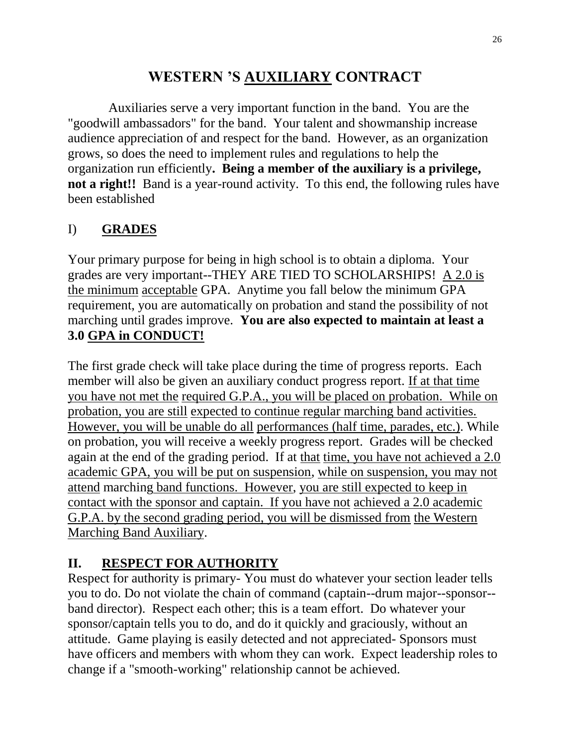# WESTERN 'S <u>AUXILIARY</u> CONTRACT

Auxiliaries serve a very important function in the band. You are the "goodwill ambassadors" for the band. Your talent and showmanship increase audience appreciation of and respect for the band. However, as an organization grows, so does the need to implement rules and regulations to help the organization run efficiently**. Being a member of the auxiliary is a privilege, not a right!!** Band is a year-round activity. To this end, the following rules have been established

## I) <u>GRADES</u>

Your primary purpose for being in high school is to obtain a diploma. Your grades are very important--THEY ARE TIED TO SCHOLARSHIPS! <u>A 2.0 is the minimum acceptable</u> GPA. Anytime you fall below the minimum GPA requirement, you are automatically on probation and stand the possibility of not marching until grades improve. **You are also expected to maintain at least a 3.0 <u>GPA in CONDUCT!</u>**

The first grade check will take place during the time of progress reports. Each member will also be given an auxiliary conduct progress report. <u>If at that time you have not met the required G.P.A., you will be placed on probation. While on probation, you are still expected to continue regular marching band activities. However, you will be unable do all performances (half time, parades, etc.)</u>. While on probation, you will receive a weekly progress report. Grades will be checked again at the end of the grading period. If at <u>that time, you have not achieved a 2.0 academic GPA, you will be put on suspension</u>, <u>while on suspension, you may not attend</u> marching <u>band functions. However</u>, <u>you are still expected to keep in contact with the sponsor and captain. If you have not achieved a 2.0 academic G.P.A. by the second grading period, you will be dismissed from the Western Marching Band Auxiliary</u>.

## II. <u>RESPECT FOR AUTHORITY</u>

Respect for authority is primary- You must do whatever your section leader tells you to do. Do not violate the chain of command (captain--drum major--sponsor--band director). Respect each other; this is a team effort. Do whatever your sponsor/captain tells you to do, and do it quickly and graciously, without an attitude. Game playing is easily detected and not appreciated- Sponsors must have officers and members with whom they can work. Expect leadership roles to change if a "smooth-working" relationship cannot be achieved.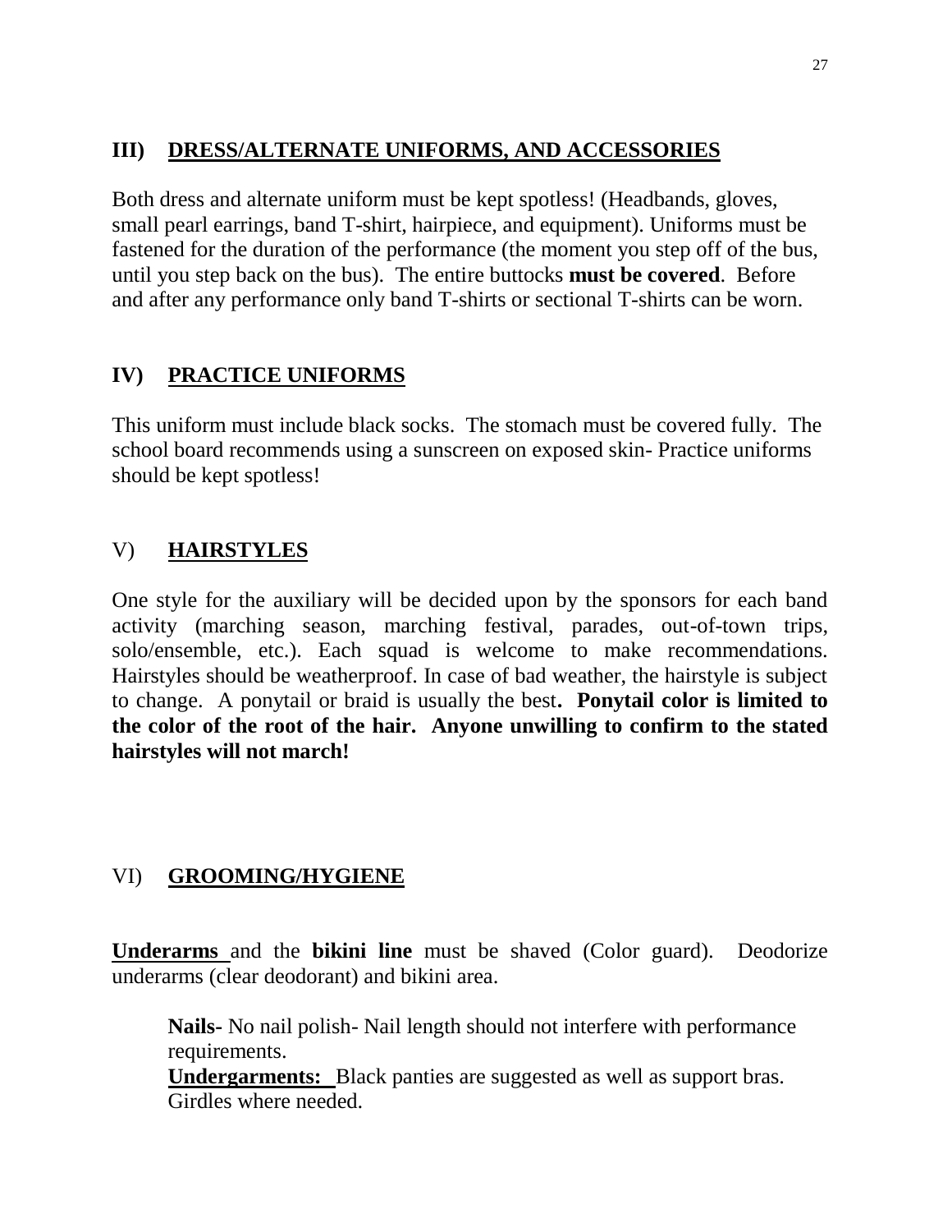## III) DRESS/ALTERNATE UNIFORMS, AND ACCESSORIES

Both dress and alternate uniform must be kept spotless! (Headbands, gloves, small pearl earrings, band T-shirt, hairpiece, and equipment). Uniforms must be fastened for the duration of the performance (the moment you step off of the bus, until you step back on the bus). The entire buttocks **must be covered**. Before and after any performance only band T-shirts or sectional T-shirts can be worn.

## IV) PRACTICE UNIFORMS

This uniform must include black socks. The stomach must be covered fully. The school board recommends using a sunscreen on exposed skin- Practice uniforms should be kept spotless!

## V) HAIRSTYLES

One style for the auxiliary will be decided upon by the sponsors for each band activity (marching season, marching festival, parades, out-of-town trips, solo/ensemble, etc.). Each squad is welcome to make recommendations. Hairstyles should be weatherproof. In case of bad weather, the hairstyle is subject to change. A ponytail or braid is usually the best**. Ponytail color is limited to the color of the root of the hair. Anyone unwilling to confirm to the stated hairstyles will not march!**

## VI) GROOMING/HYGIENE

**Underarms** and the **bikini line** must be shaved (Color guard). Deodorize underarms (clear deodorant) and bikini area.

**Nails-** No nail polish- Nail length should not interfere with performance requirements.
**Undergarments:** Black panties are suggested as well as support bras. Girdles where needed.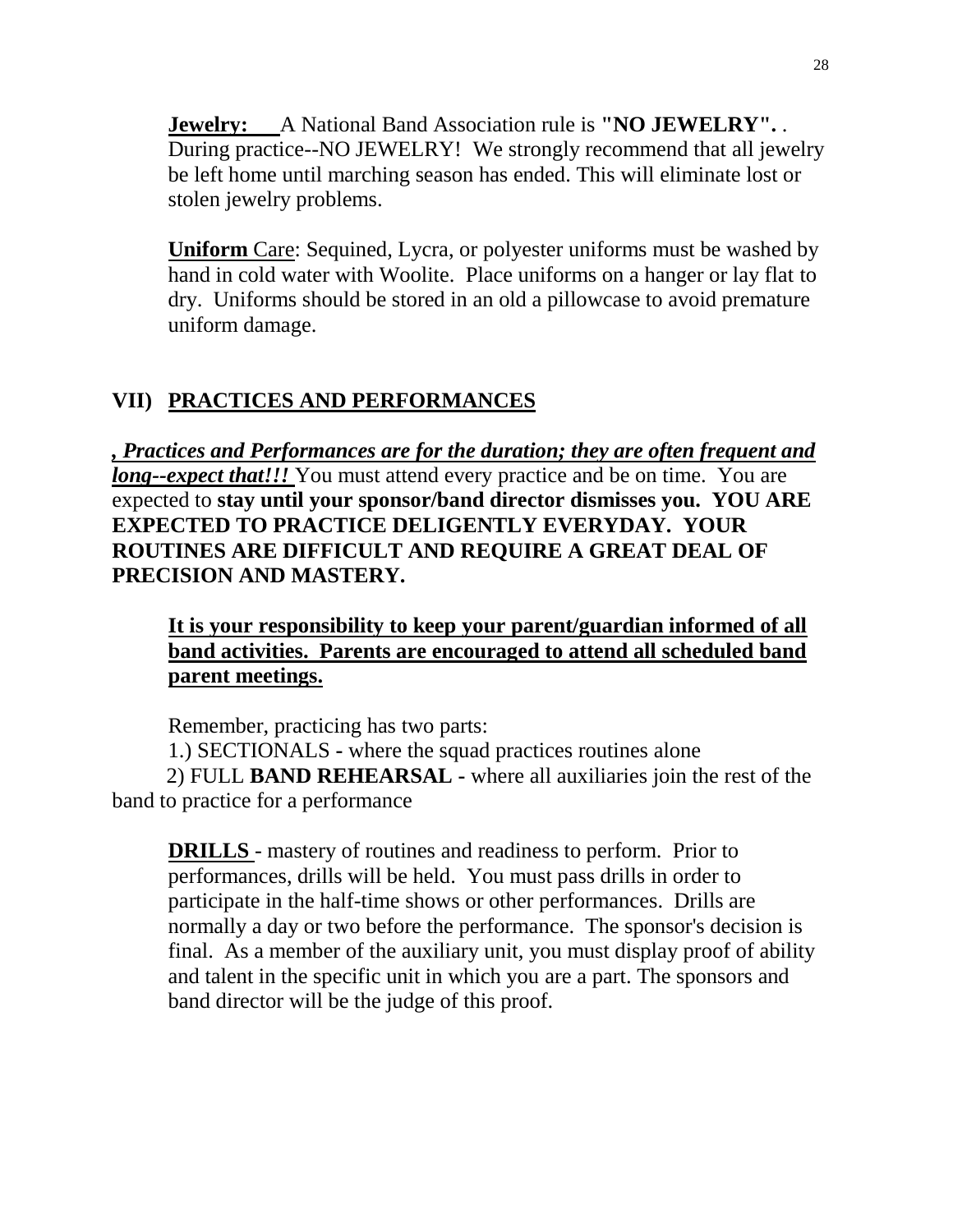**Jewelry:** A National Band Association rule is **"NO JEWELRY".** . During practice--NO JEWELRY! We strongly recommend that all jewelry be left home until marching season has ended. This will eliminate lost or stolen jewelry problems.

**Uniform** Care: Sequined, Lycra, or polyester uniforms must be washed by hand in cold water with Woolite. Place uniforms on a hanger or lay flat to dry. Uniforms should be stored in an old a pillowcase to avoid premature uniform damage.

## VII) PRACTICES AND PERFORMANCES

***, Practices and Performances are for the duration; they are often frequent and long--expect that!!!*** You must attend every practice and be on time. You are expected to **stay until your sponsor/band director dismisses you. YOU ARE EXPECTED TO PRACTICE DELIGENTLY EVERYDAY. YOUR ROUTINES ARE DIFFICULT AND REQUIRE A GREAT DEAL OF PRECISION AND MASTERY.**

**It is your responsibility to keep your parent/guardian informed of all band activities. Parents are encouraged to attend all scheduled band parent meetings.**

Remember, practicing has two parts:

1.) SECTIONALS **-** where the squad practices routines alone

2) FULL **BAND REHEARSAL -** where all auxiliaries join the rest of the band to practice for a performance

**DRILLS** - mastery of routines and readiness to perform. Prior to performances, drills will be held. You must pass drills in order to participate in the half-time shows or other performances. Drills are normally a day or two before the performance. The sponsor's decision is final. As a member of the auxiliary unit, you must display proof of ability and talent in the specific unit in which you are a part. The sponsors and band director will be the judge of this proof.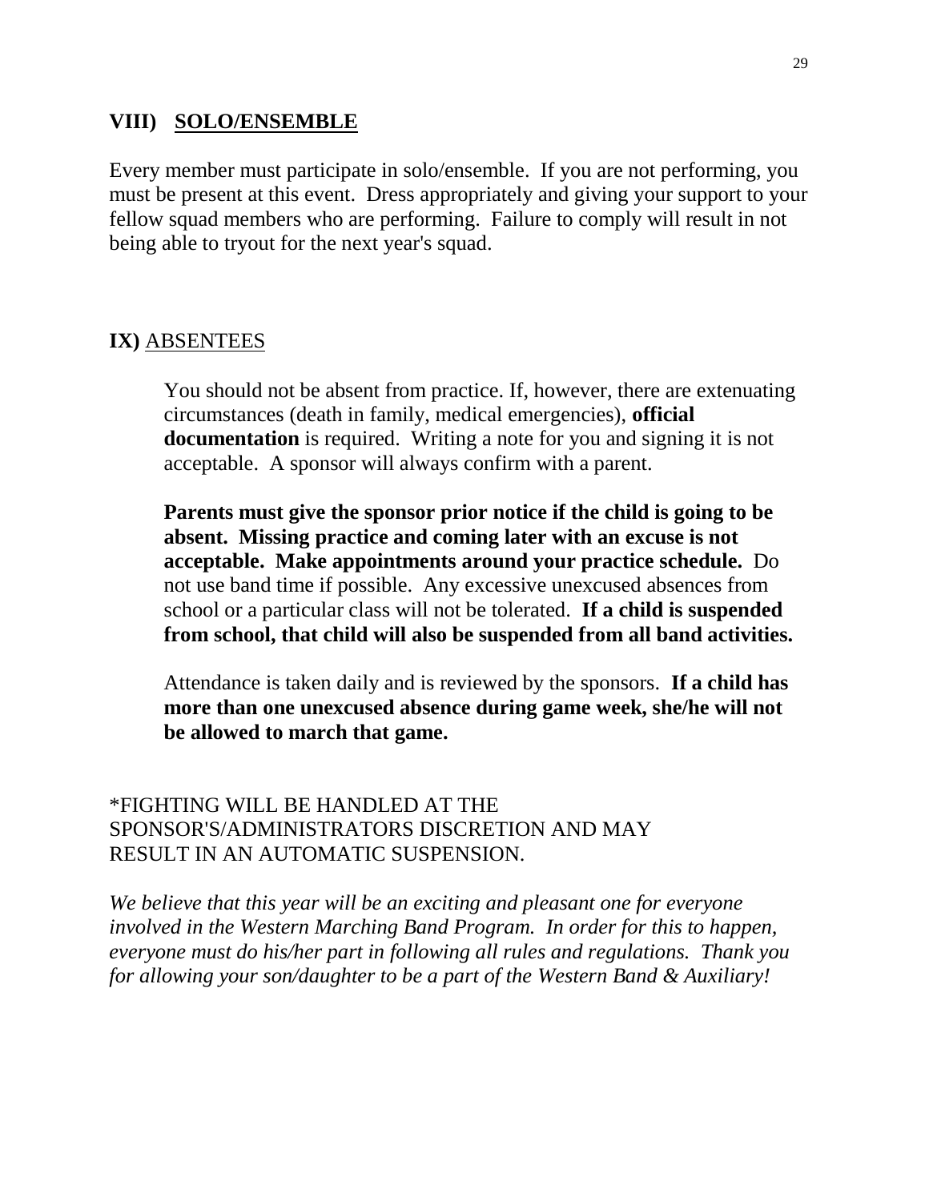## VIII) SOLO/ENSEMBLE

Every member must participate in solo/ensemble. If you are not performing, you must be present at this event. Dress appropriately and giving your support to your fellow squad members who are performing. Failure to comply will result in not being able to tryout for the next year's squad.

## IX) ABSENTEES

You should not be absent from practice. If, however, there are extenuating circumstances (death in family, medical emergencies), **official documentation** is required. Writing a note for you and signing it is not acceptable. A sponsor will always confirm with a parent.

**Parents must give the sponsor prior notice if the child is going to be absent. Missing practice and coming later with an excuse is not acceptable. Make appointments around your practice schedule.** Do not use band time if possible. Any excessive unexcused absences from school or a particular class will not be tolerated. **If a child is suspended from school, that child will also be suspended from all band activities.**

Attendance is taken daily and is reviewed by the sponsors. **If a child has more than one unexcused absence during game week, she/he will not be allowed to march that game.**

*FIGHTING WILL BE HANDLED AT THE SPONSOR'S/ADMINISTRATORS DISCRETION AND MAY RESULT IN AN AUTOMATIC SUSPENSION.

*We believe that this year will be an exciting and pleasant one for everyone involved in the Western Marching Band Program. In order for this to happen, everyone must do his/her part in following all rules and regulations. Thank you for allowing your son/daughter to be a part of the Western Band & Auxiliary!*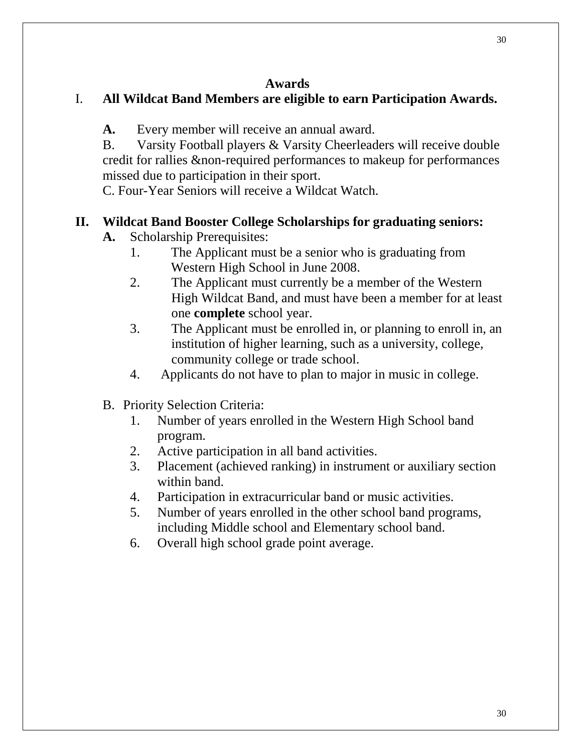## Awards

I. **All Wildcat Band Members are eligible to earn Participation Awards.**

**A.** Every member will receive an annual award.

B. Varsity Football players & Varsity Cheerleaders will receive double credit for rallies &non-required performances to makeup for performances missed due to participation in their sport.

C. Four-Year Seniors will receive a Wildcat Watch.

**II. Wildcat Band Booster College Scholarships for graduating seniors:**

**A.** Scholarship Prerequisites:

1. The Applicant must be a senior who is graduating from Western High School in June 2008.
2. The Applicant must currently be a member of the Western High Wildcat Band, and must have been a member for at least one **complete** school year.
3. The Applicant must be enrolled in, or planning to enroll in, an institution of higher learning, such as a university, college, community college or trade school.
4. Applicants do not have to plan to major in music in college.

B. Priority Selection Criteria:

1. Number of years enrolled in the Western High School band program.
2. Active participation in all band activities.
3. Placement (achieved ranking) in instrument or auxiliary section within band.
4. Participation in extracurricular band or music activities.
5. Number of years enrolled in the other school band programs, including Middle school and Elementary school band.
6. Overall high school grade point average.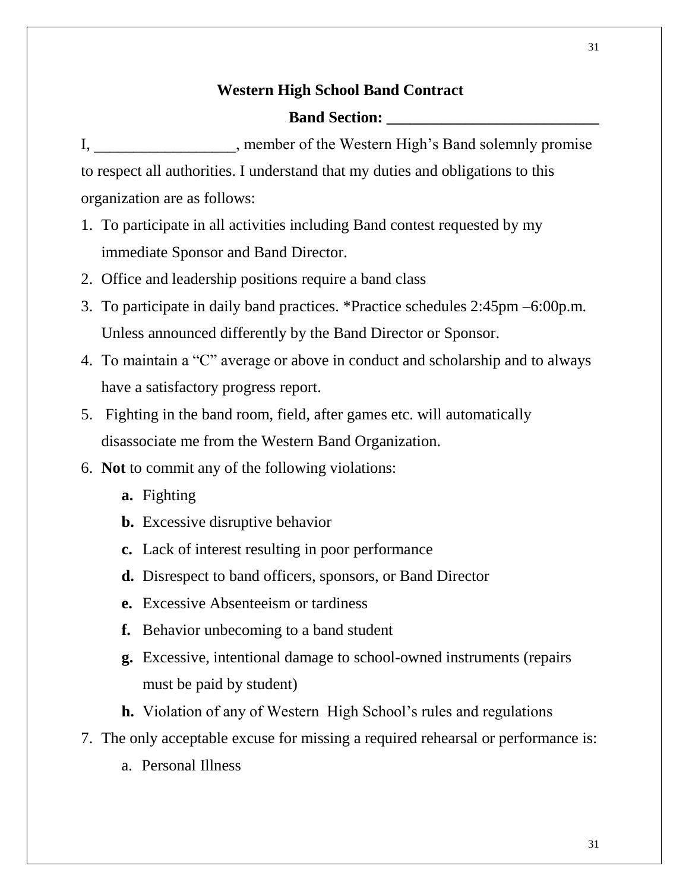**Western High School Band Contract**

**Band Section: ___________________________**

I, __________________, member of the Western High's Band solemnly promise to respect all authorities. I understand that my duties and obligations to this organization are as follows:

1. To participate in all activities including Band contest requested by my immediate Sponsor and Band Director.
2. Office and leadership positions require a band class
3. To participate in daily band practices. *Practice schedules 2:45pm –6:00p.m. Unless announced differently by the Band Director or Sponsor.
4. To maintain a "C" average or above in conduct and scholarship and to always have a satisfactory progress report.
5. Fighting in the band room, field, after games etc. will automatically disassociate me from the Western Band Organization.
6. **Not** to commit any of the following violations:
   - **a.** Fighting
   - **b.** Excessive disruptive behavior
   - **c.** Lack of interest resulting in poor performance
   - **d.** Disrespect to band officers, sponsors, or Band Director
   - **e.** Excessive Absenteeism or tardiness
   - **f.** Behavior unbecoming to a band student
   - **g.** Excessive, intentional damage to school-owned instruments (repairs must be paid by student)
   - **h.** Violation of any of Western High School's rules and regulations
7. The only acceptable excuse for missing a required rehearsal or performance is:
   - a. Personal Illness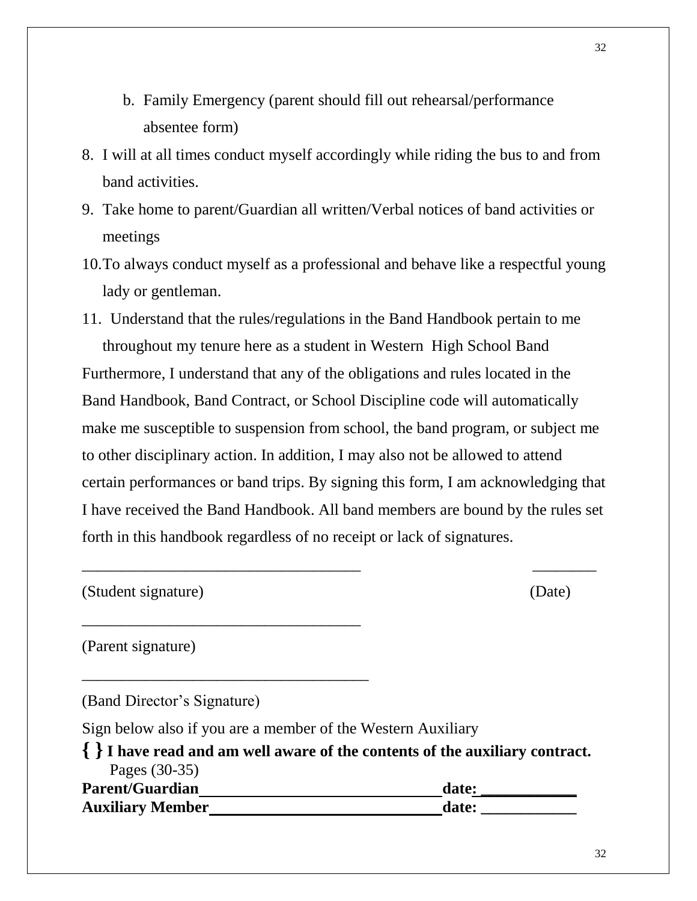b. Family Emergency (parent should fill out rehearsal/performance absentee form)

8. I will at all times conduct myself accordingly while riding the bus to and from band activities.
9. Take home to parent/Guardian all written/Verbal notices of band activities or meetings
10. To always conduct myself as a professional and behave like a respectful young lady or gentleman.
11. Understand that the rules/regulations in the Band Handbook pertain to me throughout my tenure here as a student in Western High School Band

Furthermore, I understand that any of the obligations and rules located in the Band Handbook, Band Contract, or School Discipline code will automatically make me susceptible to suspension from school, the band program, or subject me to other disciplinary action. In addition, I may also not be allowed to attend certain performances or band trips. By signing this form, I am acknowledging that I have received the Band Handbook. All band members are bound by the rules set forth in this handbook regardless of no receipt or lack of signatures.

___________________________________ ________

(Student signature) (Date)

___________________________________

(Parent signature)

____________________________________

(Band Director's Signature)

Sign below also if you are a member of the Western Auxiliary

**{ } I have read and am well aware of the contents of the auxiliary contract.**
Pages (30-35)

**Parent/Guardian** ______________________________ **date:** ____________

**Auxiliary Member** _____________________________ **date:** ____________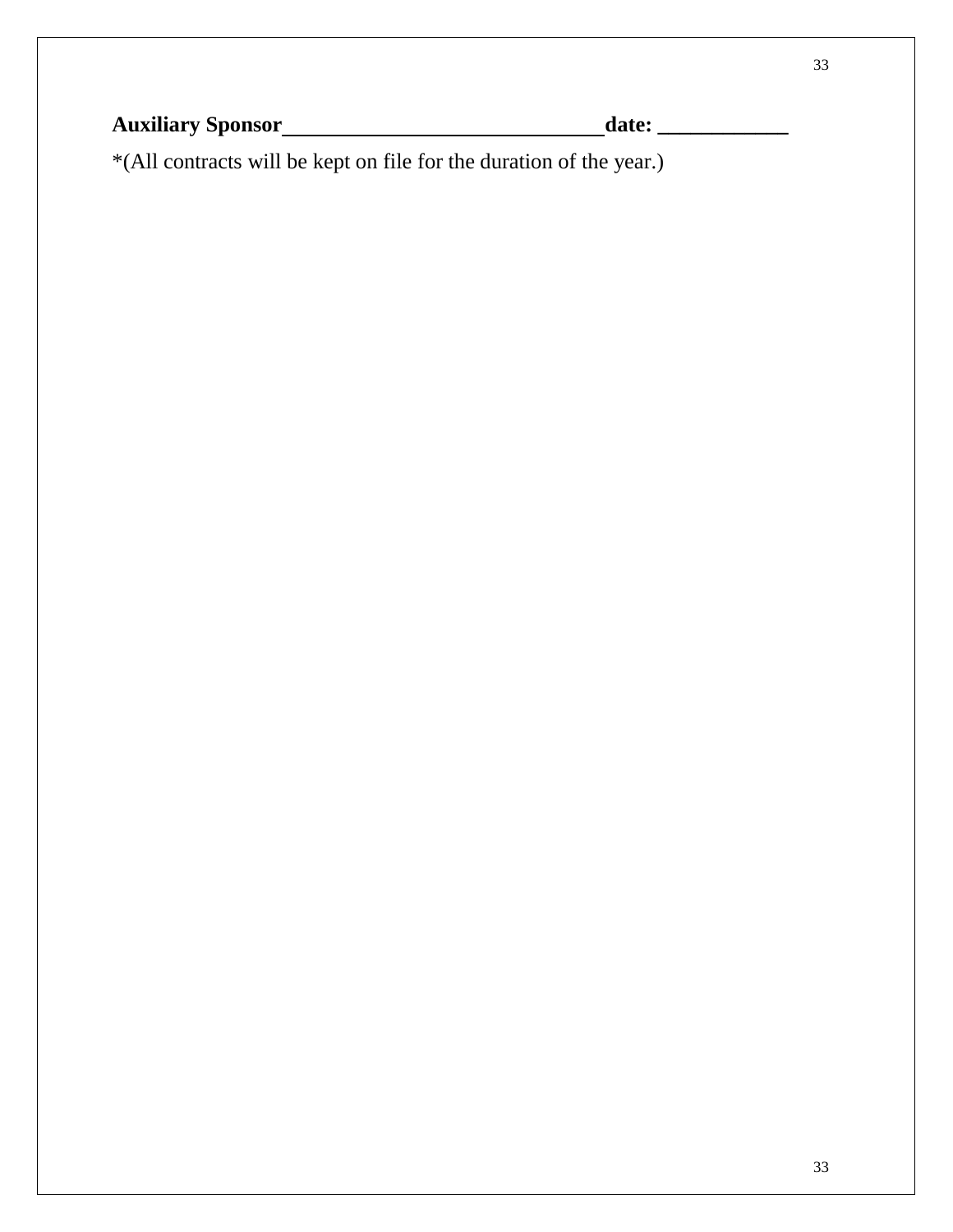**Auxiliary Sponsor\_\_\_\_\_\_\_\_\_\_\_\_\_\_\_\_\_\_\_\_\_\_\_\_\_\_\_\_\_\_date: \_\_\_\_\_\_\_\_\_\_\_\_**

*(All contracts will be kept on file for the duration of the year.)